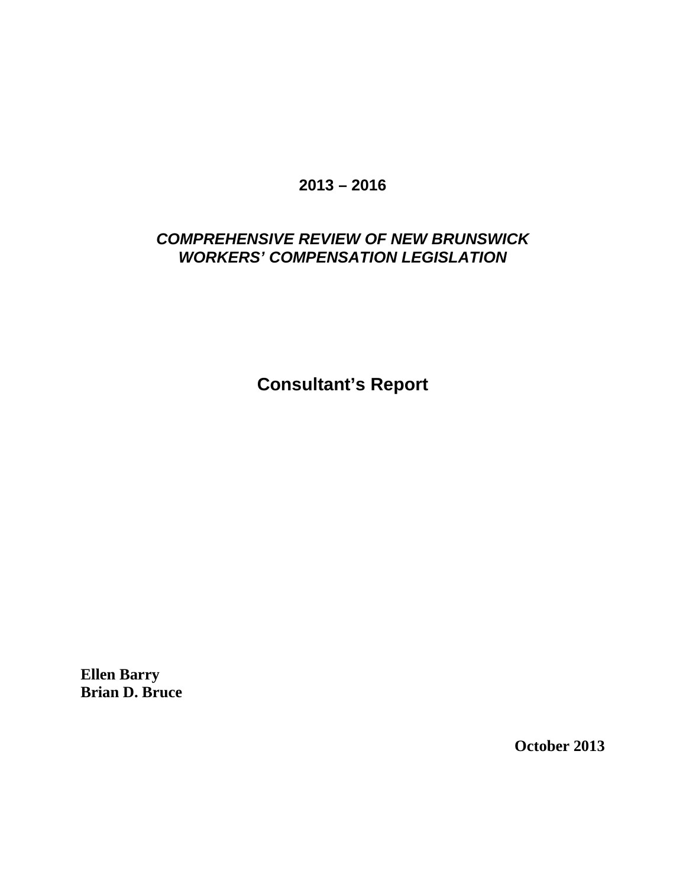**2013 – 2016**

# ***COMPREHENSIVE REVIEW OF NEW BRUNSWICK WORKERS' COMPENSATION LEGISLATION***

## Consultant's Report

**Ellen Barry**
**Brian D. Bruce**

**October 2013**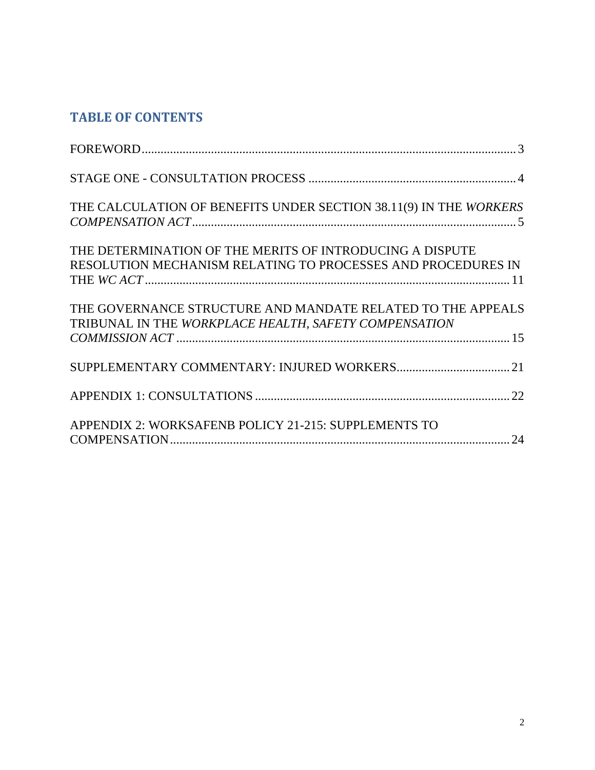## TABLE OF CONTENTS

FOREWORD .... 3

STAGE ONE - CONSULTATION PROCESS .... 4

THE CALCULATION OF BENEFITS UNDER SECTION 38.11(9) IN THE *WORKERS COMPENSATION ACT* .... 5

THE DETERMINATION OF THE MERITS OF INTRODUCING A DISPUTE RESOLUTION MECHANISM RELATING TO PROCESSES AND PROCEDURES IN THE *WC ACT* .... 11

THE GOVERNANCE STRUCTURE AND MANDATE RELATED TO THE APPEALS TRIBUNAL IN THE *WORKPLACE HEALTH, SAFETY COMPENSATION COMMISSION ACT* .... 15

SUPPLEMENTARY COMMENTARY: INJURED WORKERS .... 21

APPENDIX 1: CONSULTATIONS .... 22

APPENDIX 2: WORKSAFENB POLICY 21-215: SUPPLEMENTS TO COMPENSATION .... 24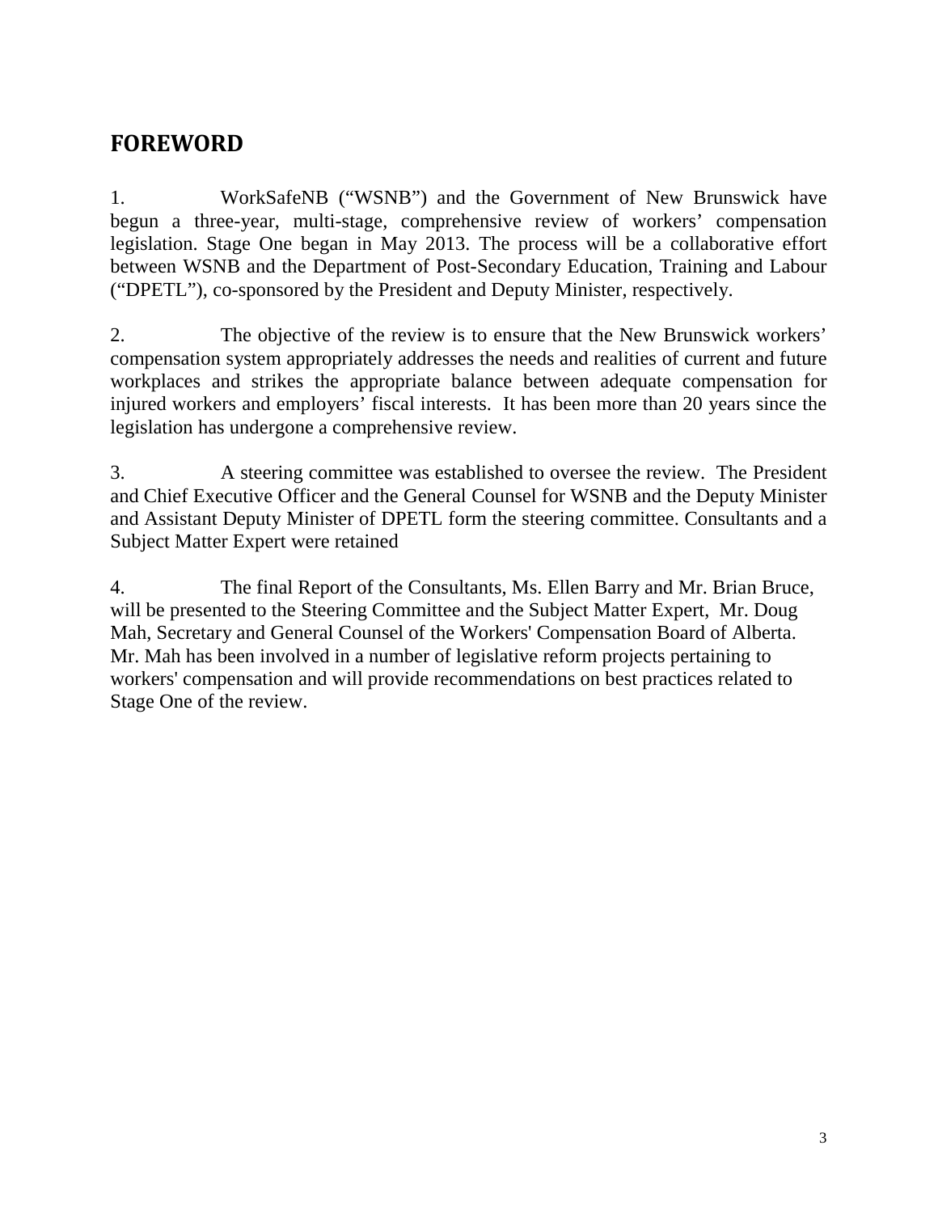## FOREWORD

1. WorkSafeNB ("WSNB") and the Government of New Brunswick have begun a three-year, multi-stage, comprehensive review of workers' compensation legislation. Stage One began in May 2013. The process will be a collaborative effort between WSNB and the Department of Post-Secondary Education, Training and Labour ("DPETL"), co-sponsored by the President and Deputy Minister, respectively.

2. The objective of the review is to ensure that the New Brunswick workers' compensation system appropriately addresses the needs and realities of current and future workplaces and strikes the appropriate balance between adequate compensation for injured workers and employers' fiscal interests. It has been more than 20 years since the legislation has undergone a comprehensive review.

3. A steering committee was established to oversee the review. The President and Chief Executive Officer and the General Counsel for WSNB and the Deputy Minister and Assistant Deputy Minister of DPETL form the steering committee. Consultants and a Subject Matter Expert were retained

4. The final Report of the Consultants, Ms. Ellen Barry and Mr. Brian Bruce, will be presented to the Steering Committee and the Subject Matter Expert, Mr. Doug Mah, Secretary and General Counsel of the Workers' Compensation Board of Alberta. Mr. Mah has been involved in a number of legislative reform projects pertaining to workers' compensation and will provide recommendations on best practices related to Stage One of the review.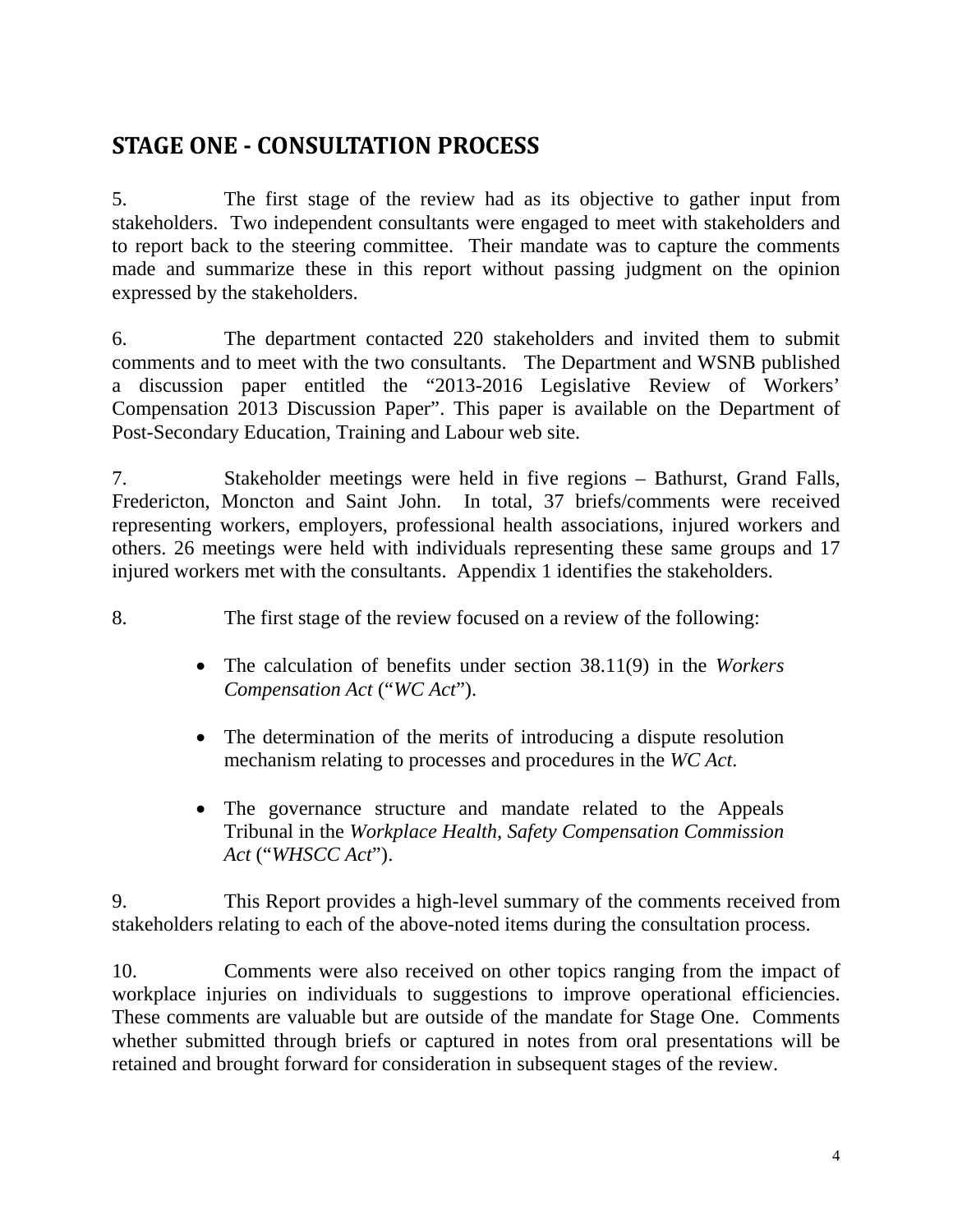## STAGE ONE - CONSULTATION PROCESS

5. The first stage of the review had as its objective to gather input from stakeholders. Two independent consultants were engaged to meet with stakeholders and to report back to the steering committee. Their mandate was to capture the comments made and summarize these in this report without passing judgment on the opinion expressed by the stakeholders.

6. The department contacted 220 stakeholders and invited them to submit comments and to meet with the two consultants. The Department and WSNB published a discussion paper entitled the "2013-2016 Legislative Review of Workers' Compensation 2013 Discussion Paper". This paper is available on the Department of Post-Secondary Education, Training and Labour web site.

7. Stakeholder meetings were held in five regions – Bathurst, Grand Falls, Fredericton, Moncton and Saint John. In total, 37 briefs/comments were received representing workers, employers, professional health associations, injured workers and others. 26 meetings were held with individuals representing these same groups and 17 injured workers met with the consultants. Appendix 1 identifies the stakeholders.

8. The first stage of the review focused on a review of the following:

- The calculation of benefits under section 38.11(9) in the *Workers Compensation Act* ("*WC Act*").
- The determination of the merits of introducing a dispute resolution mechanism relating to processes and procedures in the *WC Act*.
- The governance structure and mandate related to the Appeals Tribunal in the *Workplace Health, Safety Compensation Commission Act* ("*WHSCC Act*").

9. This Report provides a high-level summary of the comments received from stakeholders relating to each of the above-noted items during the consultation process.

10. Comments were also received on other topics ranging from the impact of workplace injuries on individuals to suggestions to improve operational efficiencies. These comments are valuable but are outside of the mandate for Stage One. Comments whether submitted through briefs or captured in notes from oral presentations will be retained and brought forward for consideration in subsequent stages of the review.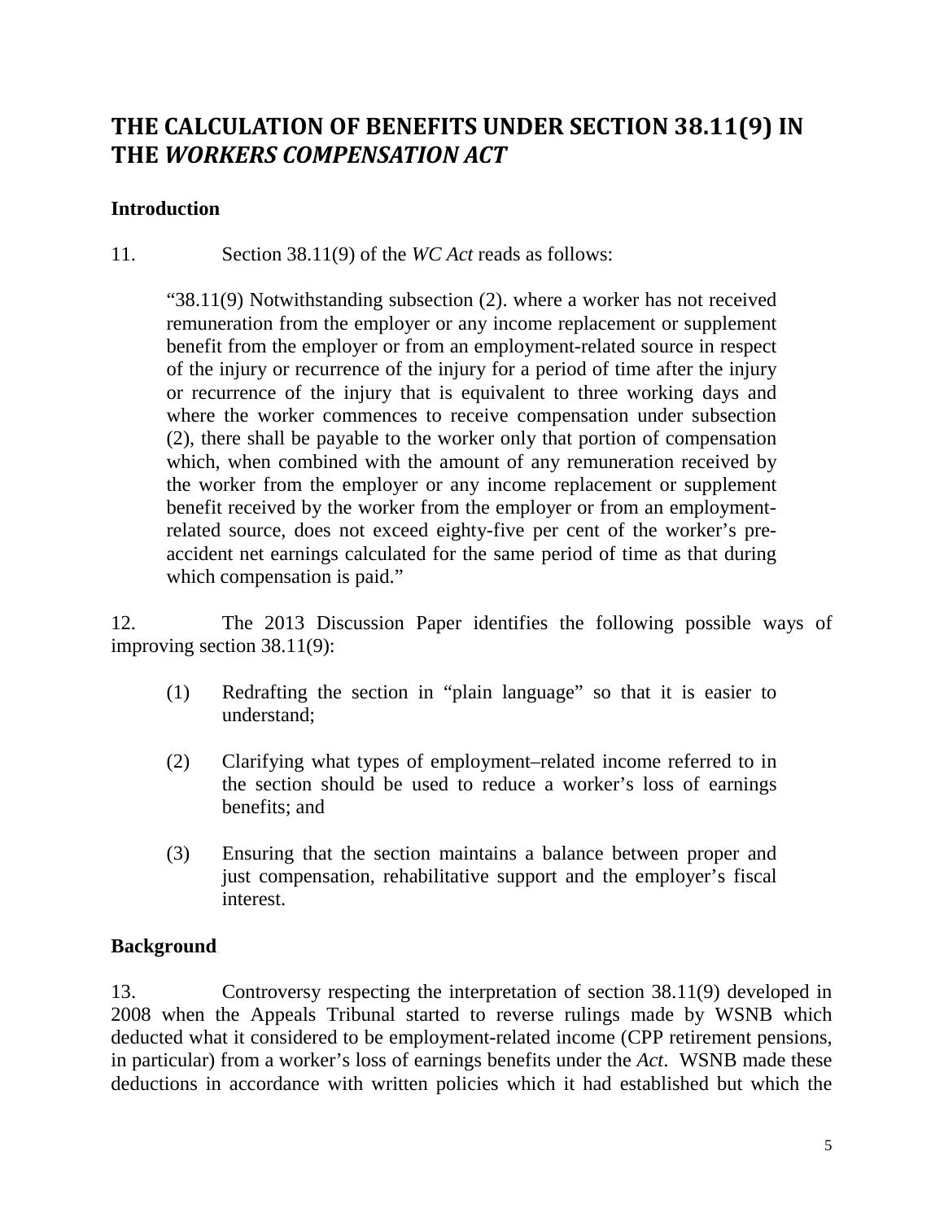# THE CALCULATION OF BENEFITS UNDER SECTION 38.11(9) IN THE *WORKERS COMPENSATION ACT*

## Introduction

11. Section 38.11(9) of the *WC Act* reads as follows:

> "38.11(9) Notwithstanding subsection (2). where a worker has not received remuneration from the employer or any income replacement or supplement benefit from the employer or from an employment-related source in respect of the injury or recurrence of the injury for a period of time after the injury or recurrence of the injury that is equivalent to three working days and where the worker commences to receive compensation under subsection (2), there shall be payable to the worker only that portion of compensation which, when combined with the amount of any remuneration received by the worker from the employer or any income replacement or supplement benefit received by the worker from the employer or from an employment-related source, does not exceed eighty-five per cent of the worker's pre-accident net earnings calculated for the same period of time as that during which compensation is paid."

12. The 2013 Discussion Paper identifies the following possible ways of improving section 38.11(9):

(1) Redrafting the section in "plain language" so that it is easier to understand;

(2) Clarifying what types of employment–related income referred to in the section should be used to reduce a worker's loss of earnings benefits; and

(3) Ensuring that the section maintains a balance between proper and just compensation, rehabilitative support and the employer's fiscal interest.

## Background

13. Controversy respecting the interpretation of section 38.11(9) developed in 2008 when the Appeals Tribunal started to reverse rulings made by WSNB which deducted what it considered to be employment-related income (CPP retirement pensions, in particular) from a worker's loss of earnings benefits under the *Act*. WSNB made these deductions in accordance with written policies which it had established but which the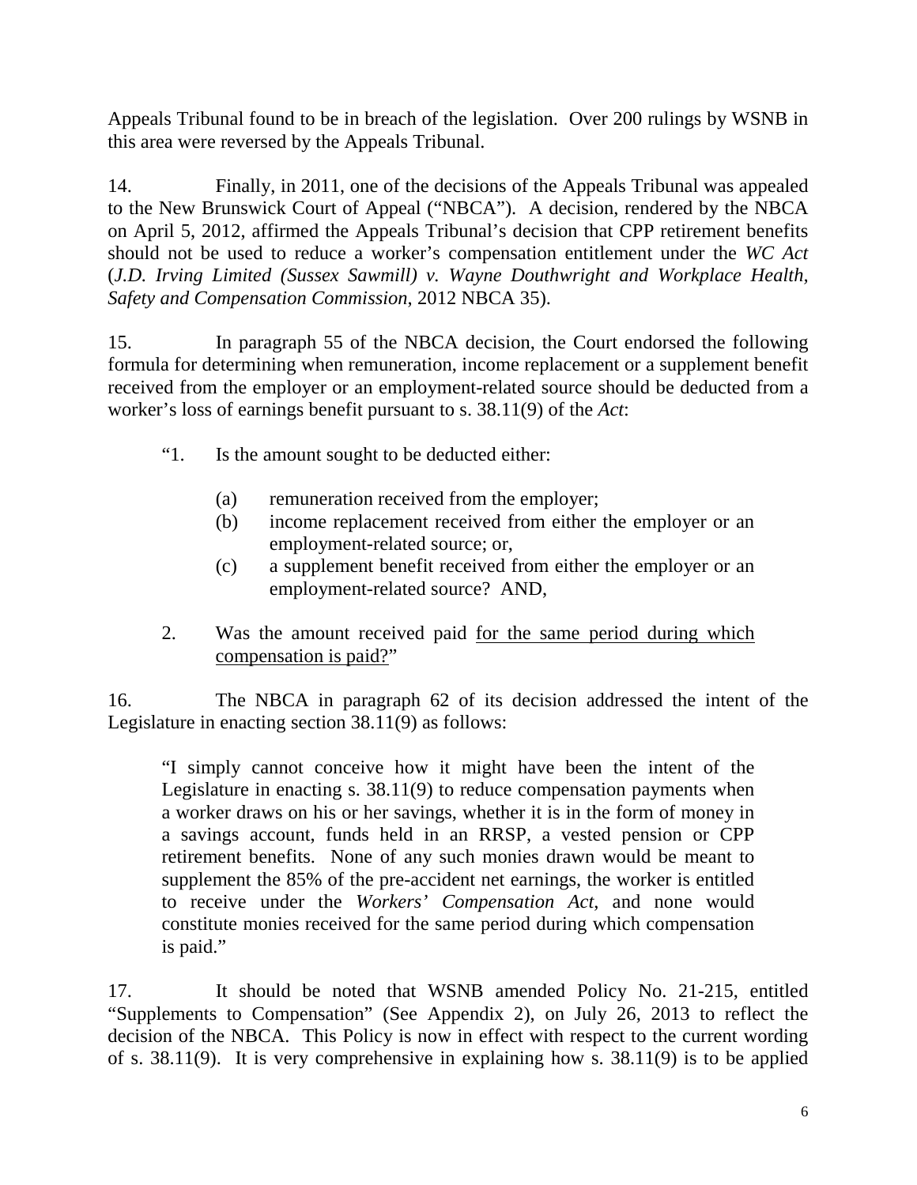Appeals Tribunal found to be in breach of the legislation. Over 200 rulings by WSNB in this area were reversed by the Appeals Tribunal.

14. Finally, in 2011, one of the decisions of the Appeals Tribunal was appealed to the New Brunswick Court of Appeal ("NBCA"). A decision, rendered by the NBCA on April 5, 2012, affirmed the Appeals Tribunal's decision that CPP retirement benefits should not be used to reduce a worker's compensation entitlement under the *WC Act* (*J.D. Irving Limited (Sussex Sawmill) v. Wayne Douthwright and Workplace Health, Safety and Compensation Commission*, 2012 NBCA 35).

15. In paragraph 55 of the NBCA decision, the Court endorsed the following formula for determining when remuneration, income replacement or a supplement benefit received from the employer or an employment-related source should be deducted from a worker's loss of earnings benefit pursuant to s. 38.11(9) of the *Act*:

> "1. Is the amount sought to be deducted either:
>
> (a) remuneration received from the employer;
> (b) income replacement received from either the employer or an employment-related source; or,
> (c) a supplement benefit received from either the employer or an employment-related source? AND,
>
> 2. Was the amount received paid <u>for the same period during which compensation is paid?</u>"

16. The NBCA in paragraph 62 of its decision addressed the intent of the Legislature in enacting section 38.11(9) as follows:

> "I simply cannot conceive how it might have been the intent of the Legislature in enacting s. 38.11(9) to reduce compensation payments when a worker draws on his or her savings, whether it is in the form of money in a savings account, funds held in an RRSP, a vested pension or CPP retirement benefits. None of any such monies drawn would be meant to supplement the 85% of the pre-accident net earnings, the worker is entitled to receive under the *Workers' Compensation Act*, and none would constitute monies received for the same period during which compensation is paid."

17. It should be noted that WSNB amended Policy No. 21-215, entitled "Supplements to Compensation" (See Appendix 2), on July 26, 2013 to reflect the decision of the NBCA. This Policy is now in effect with respect to the current wording of s. 38.11(9). It is very comprehensive in explaining how s. 38.11(9) is to be applied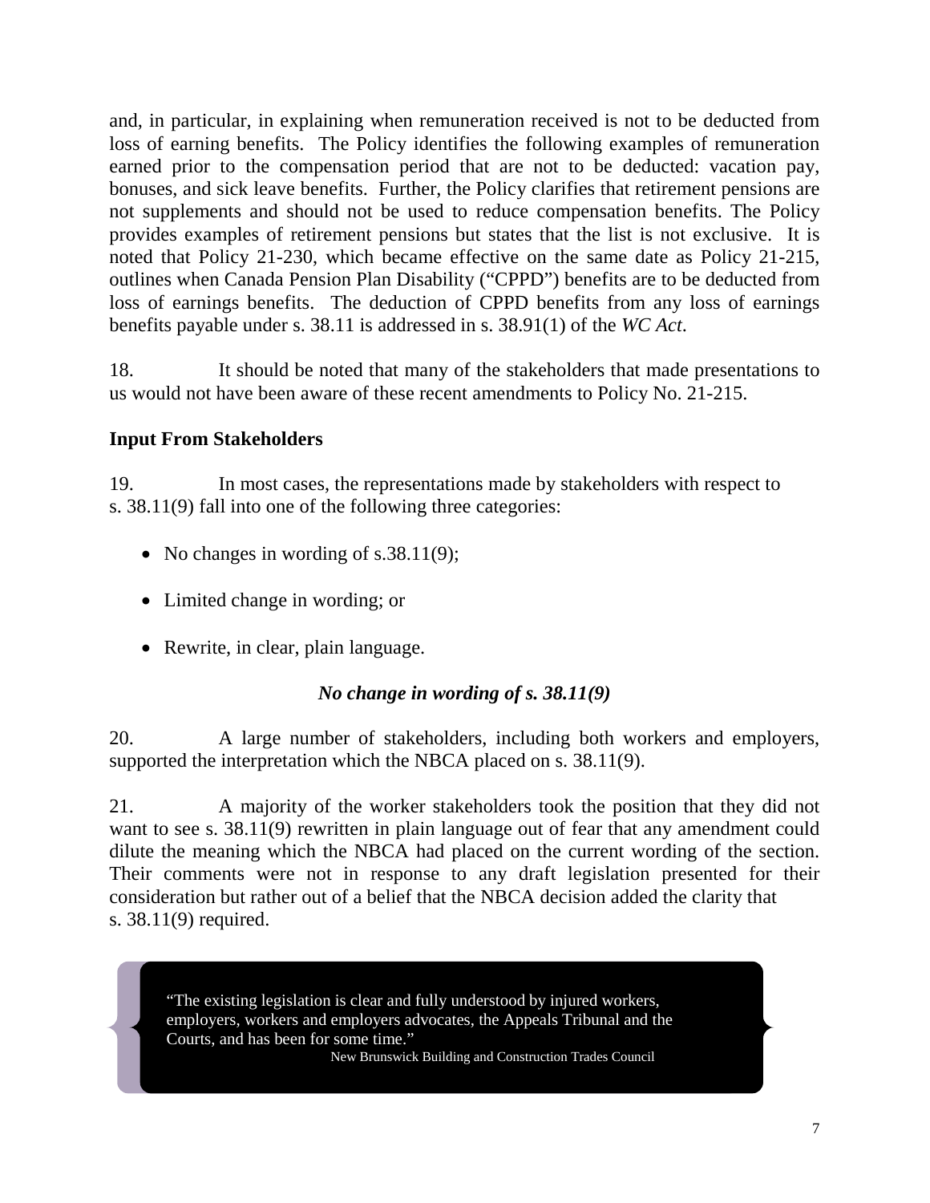and, in particular, in explaining when remuneration received is not to be deducted from loss of earning benefits. The Policy identifies the following examples of remuneration earned prior to the compensation period that are not to be deducted: vacation pay, bonuses, and sick leave benefits. Further, the Policy clarifies that retirement pensions are not supplements and should not be used to reduce compensation benefits. The Policy provides examples of retirement pensions but states that the list is not exclusive. It is noted that Policy 21-230, which became effective on the same date as Policy 21-215, outlines when Canada Pension Plan Disability ("CPPD") benefits are to be deducted from loss of earnings benefits. The deduction of CPPD benefits from any loss of earnings benefits payable under s. 38.11 is addressed in s. 38.91(1) of the *WC Act*.

18. It should be noted that many of the stakeholders that made presentations to us would not have been aware of these recent amendments to Policy No. 21-215.

## Input From Stakeholders

19. In most cases, the representations made by stakeholders with respect to s. 38.11(9) fall into one of the following three categories:

- No changes in wording of s.38.11(9);
- Limited change in wording; or
- Rewrite, in clear, plain language.

### *No change in wording of s. 38.11(9)*

20. A large number of stakeholders, including both workers and employers, supported the interpretation which the NBCA placed on s. 38.11(9).

21. A majority of the worker stakeholders took the position that they did not want to see s. 38.11(9) rewritten in plain language out of fear that any amendment could dilute the meaning which the NBCA had placed on the current wording of the section. Their comments were not in response to any draft legislation presented for their consideration but rather out of a belief that the NBCA decision added the clarity that s. 38.11(9) required.

> "The existing legislation is clear and fully understood by injured workers, employers, workers and employers advocates, the Appeals Tribunal and the Courts, and has been for some time."
>
> New Brunswick Building and Construction Trades Council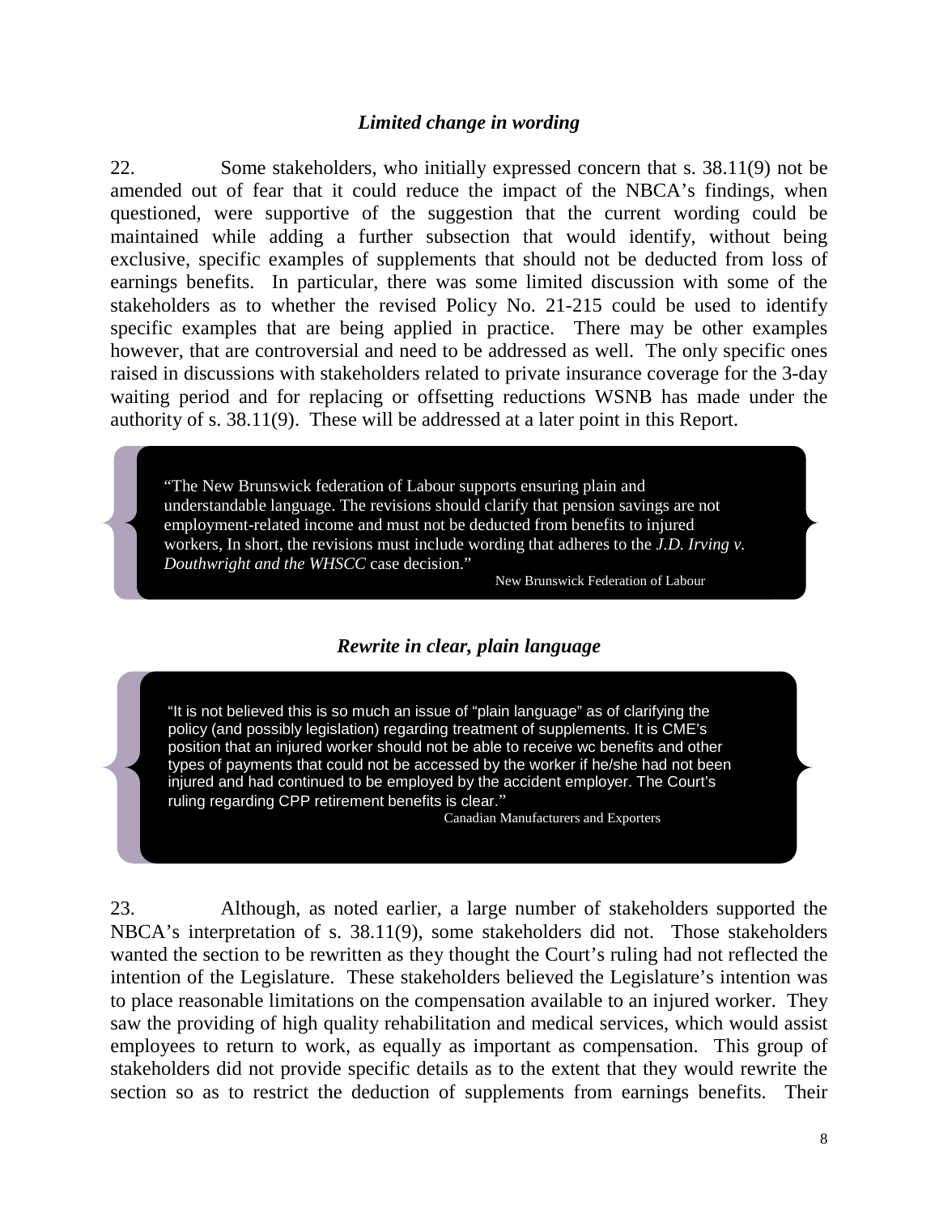### *Limited change in wording*

22. Some stakeholders, who initially expressed concern that s. 38.11(9) not be amended out of fear that it could reduce the impact of the NBCA's findings, when questioned, were supportive of the suggestion that the current wording could be maintained while adding a further subsection that would identify, without being exclusive, specific examples of supplements that should not be deducted from loss of earnings benefits. In particular, there was some limited discussion with some of the stakeholders as to whether the revised Policy No. 21-215 could be used to identify specific examples that are being applied in practice. There may be other examples however, that are controversial and need to be addressed as well. The only specific ones raised in discussions with stakeholders related to private insurance coverage for the 3-day waiting period and for replacing or offsetting reductions WSNB has made under the authority of s. 38.11(9). These will be addressed at a later point in this Report.

> "The New Brunswick federation of Labour supports ensuring plain and understandable language. The revisions should clarify that pension savings are not employment-related income and must not be deducted from benefits to injured workers, In short, the revisions must include wording that adheres to the *J.D. Irving v. Douthwright and the WHSCC* case decision."
>
> New Brunswick Federation of Labour

### *Rewrite in clear, plain language*

> "It is not believed this is so much an issue of "plain language" as of clarifying the policy (and possibly legislation) regarding treatment of supplements. It is CME's position that an injured worker should not be able to receive wc benefits and other types of payments that could not be accessed by the worker if he/she had not been injured and had continued to be employed by the accident employer. The Court's ruling regarding CPP retirement benefits is clear."
>
> Canadian Manufacturers and Exporters

23. Although, as noted earlier, a large number of stakeholders supported the NBCA's interpretation of s. 38.11(9), some stakeholders did not. Those stakeholders wanted the section to be rewritten as they thought the Court's ruling had not reflected the intention of the Legislature. These stakeholders believed the Legislature's intention was to place reasonable limitations on the compensation available to an injured worker. They saw the providing of high quality rehabilitation and medical services, which would assist employees to return to work, as equally as important as compensation. This group of stakeholders did not provide specific details as to the extent that they would rewrite the section so as to restrict the deduction of supplements from earnings benefits. Their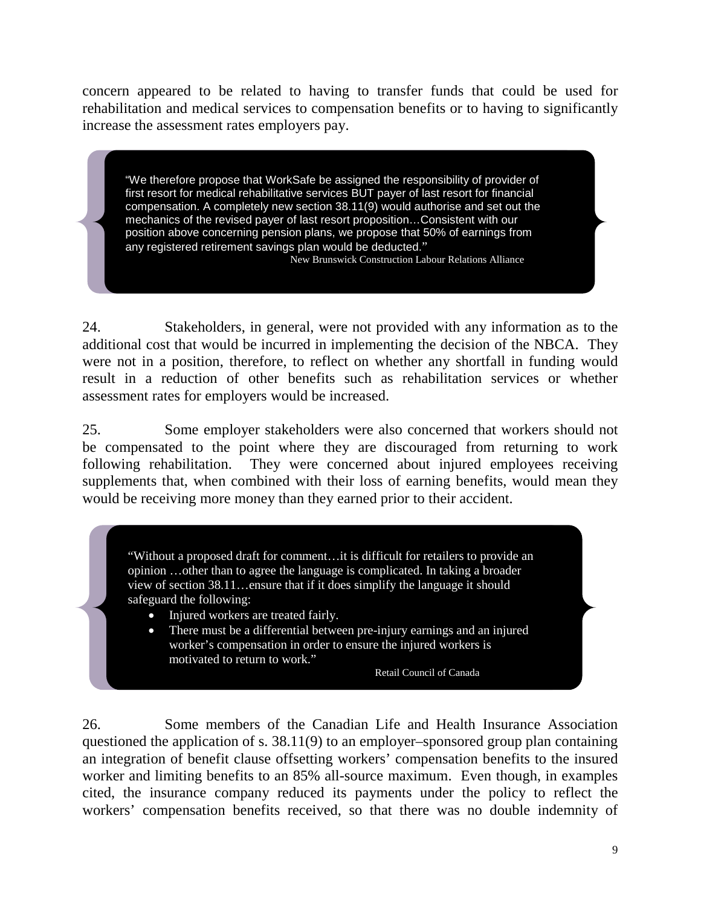concern appeared to be related to having to transfer funds that could be used for rehabilitation and medical services to compensation benefits or to having to significantly increase the assessment rates employers pay.

> "We therefore propose that WorkSafe be assigned the responsibility of provider of first resort for medical rehabilitative services BUT payer of last resort for financial compensation. A completely new section 38.11(9) would authorise and set out the mechanics of the revised payer of last resort proposition…Consistent with our position above concerning pension plans, we propose that 50% of earnings from any registered retirement savings plan would be deducted."
>
> New Brunswick Construction Labour Relations Alliance

24. Stakeholders, in general, were not provided with any information as to the additional cost that would be incurred in implementing the decision of the NBCA. They were not in a position, therefore, to reflect on whether any shortfall in funding would result in a reduction of other benefits such as rehabilitation services or whether assessment rates for employers would be increased.

25. Some employer stakeholders were also concerned that workers should not be compensated to the point where they are discouraged from returning to work following rehabilitation. They were concerned about injured employees receiving supplements that, when combined with their loss of earning benefits, would mean they would be receiving more money than they earned prior to their accident.

> "Without a proposed draft for comment…it is difficult for retailers to provide an opinion …other than to agree the language is complicated. In taking a broader view of section 38.11…ensure that if it does simplify the language it should safeguard the following:
>
> - Injured workers are treated fairly.
> - There must be a differential between pre-injury earnings and an injured worker's compensation in order to ensure the injured workers is motivated to return to work."
>
> Retail Council of Canada

26. Some members of the Canadian Life and Health Insurance Association questioned the application of s. 38.11(9) to an employer–sponsored group plan containing an integration of benefit clause offsetting workers' compensation benefits to the insured worker and limiting benefits to an 85% all-source maximum. Even though, in examples cited, the insurance company reduced its payments under the policy to reflect the workers' compensation benefits received, so that there was no double indemnity of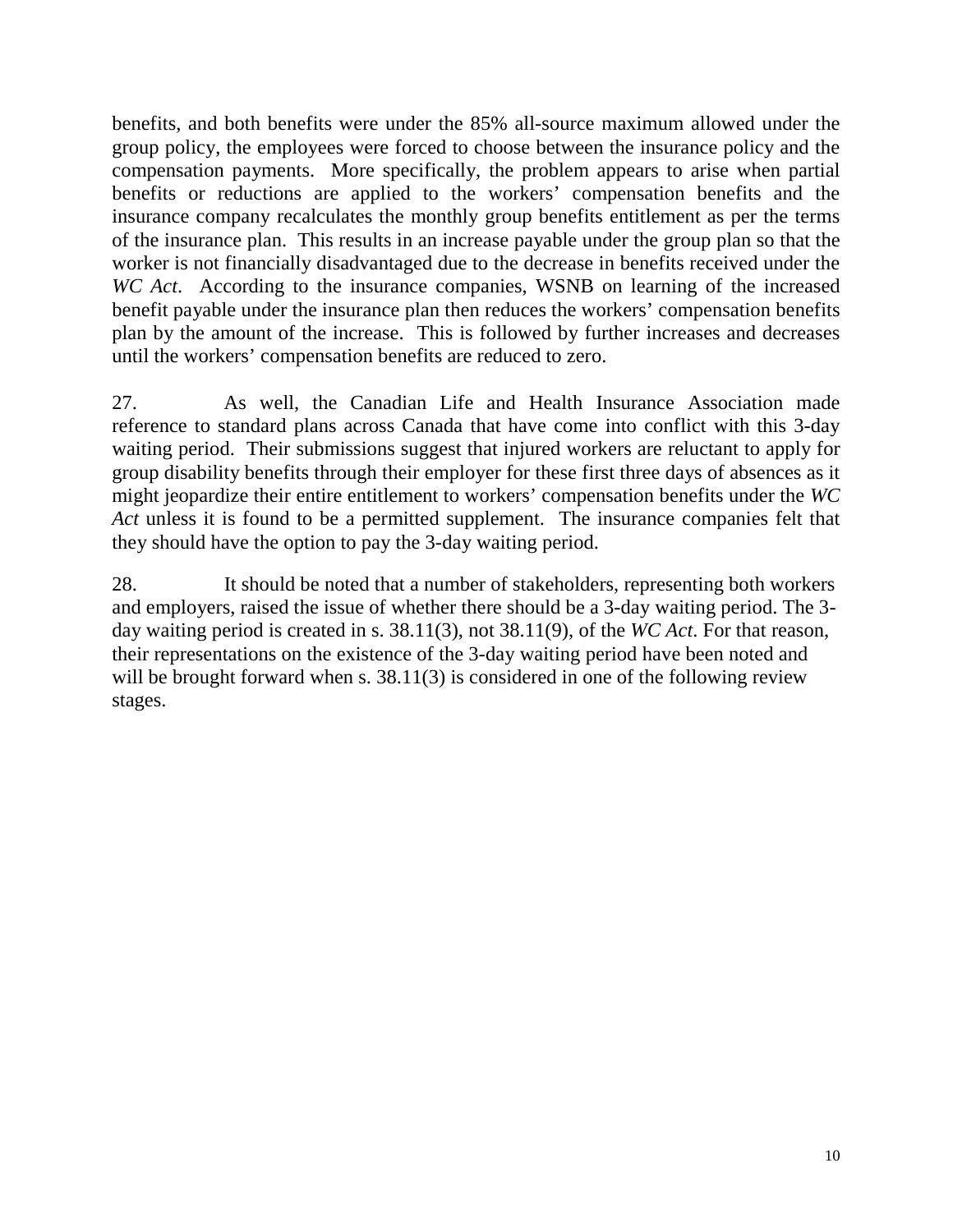benefits, and both benefits were under the 85% all-source maximum allowed under the group policy, the employees were forced to choose between the insurance policy and the compensation payments. More specifically, the problem appears to arise when partial benefits or reductions are applied to the workers' compensation benefits and the insurance company recalculates the monthly group benefits entitlement as per the terms of the insurance plan. This results in an increase payable under the group plan so that the worker is not financially disadvantaged due to the decrease in benefits received under the *WC Act*. According to the insurance companies, WSNB on learning of the increased benefit payable under the insurance plan then reduces the workers' compensation benefits plan by the amount of the increase. This is followed by further increases and decreases until the workers' compensation benefits are reduced to zero.

27. As well, the Canadian Life and Health Insurance Association made reference to standard plans across Canada that have come into conflict with this 3-day waiting period. Their submissions suggest that injured workers are reluctant to apply for group disability benefits through their employer for these first three days of absences as it might jeopardize their entire entitlement to workers' compensation benefits under the *WC Act* unless it is found to be a permitted supplement. The insurance companies felt that they should have the option to pay the 3-day waiting period.

28. It should be noted that a number of stakeholders, representing both workers and employers, raised the issue of whether there should be a 3-day waiting period. The 3-day waiting period is created in s. 38.11(3), not 38.11(9), of the *WC Act*. For that reason, their representations on the existence of the 3-day waiting period have been noted and will be brought forward when s. 38.11(3) is considered in one of the following review stages.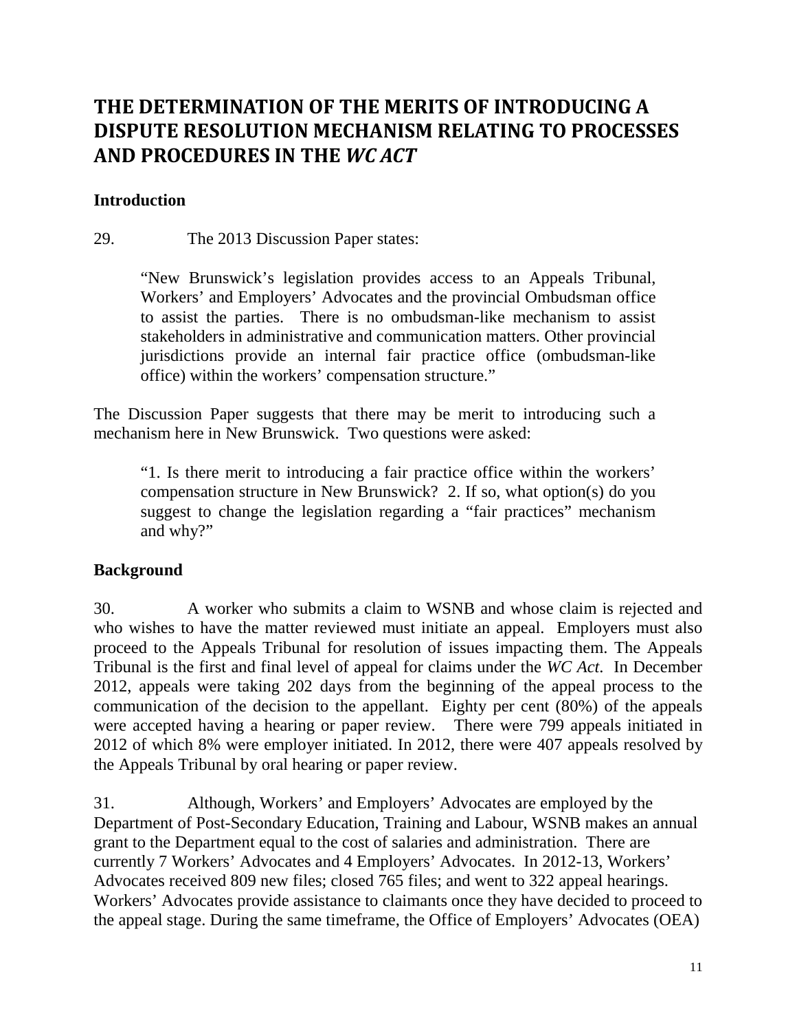# THE DETERMINATION OF THE MERITS OF INTRODUCING A DISPUTE RESOLUTION MECHANISM RELATING TO PROCESSES AND PROCEDURES IN THE *WC ACT*

## Introduction

29. The 2013 Discussion Paper states:

> "New Brunswick's legislation provides access to an Appeals Tribunal, Workers' and Employers' Advocates and the provincial Ombudsman office to assist the parties. There is no ombudsman-like mechanism to assist stakeholders in administrative and communication matters. Other provincial jurisdictions provide an internal fair practice office (ombudsman-like office) within the workers' compensation structure."

The Discussion Paper suggests that there may be merit to introducing such a mechanism here in New Brunswick. Two questions were asked:

> "1. Is there merit to introducing a fair practice office within the workers' compensation structure in New Brunswick? 2. If so, what option(s) do you suggest to change the legislation regarding a "fair practices" mechanism and why?"

## Background

30. A worker who submits a claim to WSNB and whose claim is rejected and who wishes to have the matter reviewed must initiate an appeal. Employers must also proceed to the Appeals Tribunal for resolution of issues impacting them. The Appeals Tribunal is the first and final level of appeal for claims under the *WC Act*. In December 2012, appeals were taking 202 days from the beginning of the appeal process to the communication of the decision to the appellant. Eighty per cent (80%) of the appeals were accepted having a hearing or paper review. There were 799 appeals initiated in 2012 of which 8% were employer initiated. In 2012, there were 407 appeals resolved by the Appeals Tribunal by oral hearing or paper review.

31. Although, Workers' and Employers' Advocates are employed by the Department of Post-Secondary Education, Training and Labour, WSNB makes an annual grant to the Department equal to the cost of salaries and administration. There are currently 7 Workers' Advocates and 4 Employers' Advocates. In 2012-13, Workers' Advocates received 809 new files; closed 765 files; and went to 322 appeal hearings. Workers' Advocates provide assistance to claimants once they have decided to proceed to the appeal stage. During the same timeframe, the Office of Employers' Advocates (OEA)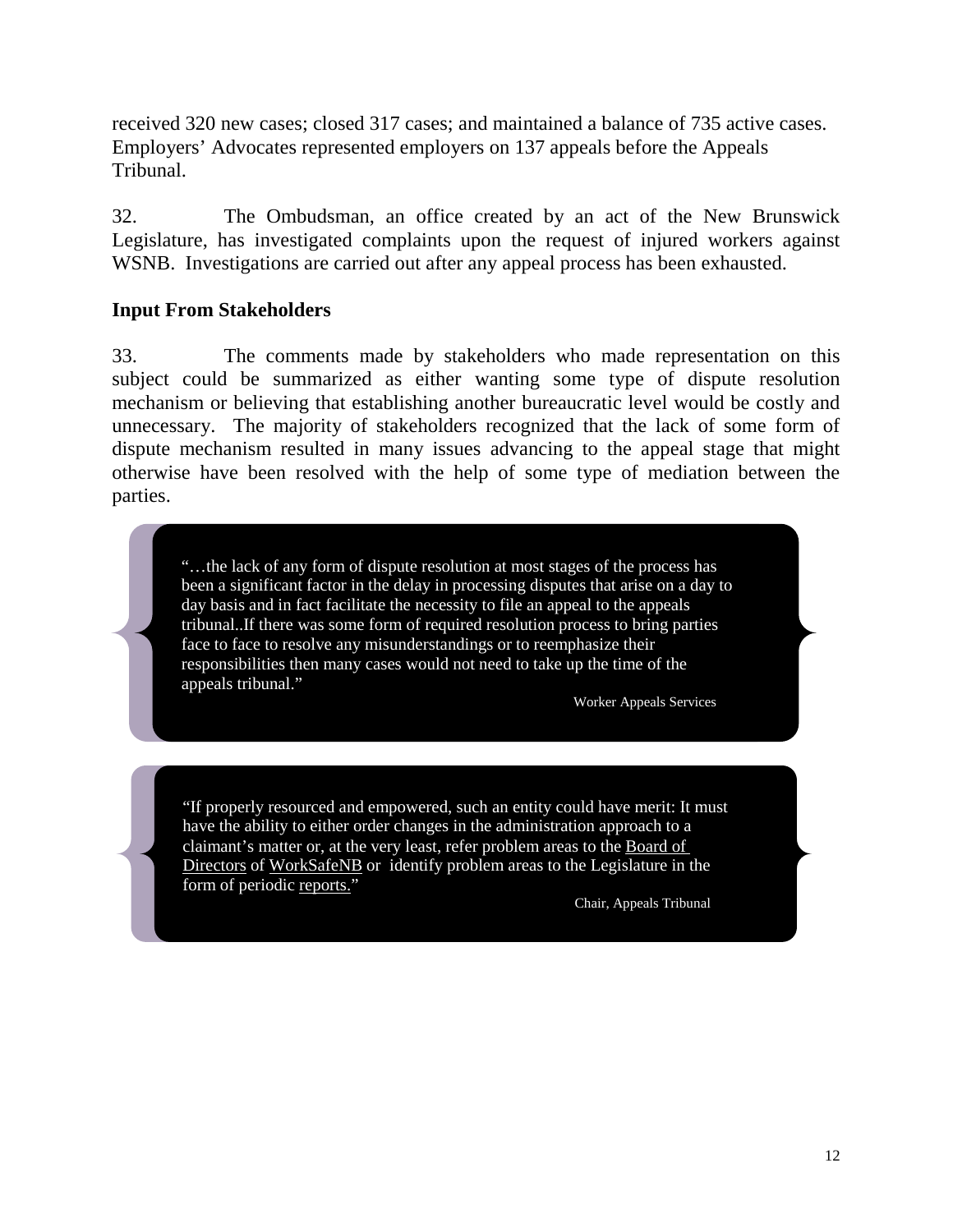received 320 new cases; closed 317 cases; and maintained a balance of 735 active cases. Employers' Advocates represented employers on 137 appeals before the Appeals Tribunal.

32. The Ombudsman, an office created by an act of the New Brunswick Legislature, has investigated complaints upon the request of injured workers against WSNB. Investigations are carried out after any appeal process has been exhausted.

## Input From Stakeholders

33. The comments made by stakeholders who made representation on this subject could be summarized as either wanting some type of dispute resolution mechanism or believing that establishing another bureaucratic level would be costly and unnecessary. The majority of stakeholders recognized that the lack of some form of dispute mechanism resulted in many issues advancing to the appeal stage that might otherwise have been resolved with the help of some type of mediation between the parties.

> "…the lack of any form of dispute resolution at most stages of the process has been a significant factor in the delay in processing disputes that arise on a day to day basis and in fact facilitate the necessity to file an appeal to the appeals tribunal..If there was some form of required resolution process to bring parties face to face to resolve any misunderstandings or to reemphasize their responsibilities then many cases would not need to take up the time of the appeals tribunal."
>
> Worker Appeals Services

> "If properly resourced and empowered, such an entity could have merit: It must have the ability to either order changes in the administration approach to a claimant's matter or, at the very least, refer problem areas to the Board of Directors of WorkSafeNB or identify problem areas to the Legislature in the form of periodic reports."
>
> Chair, Appeals Tribunal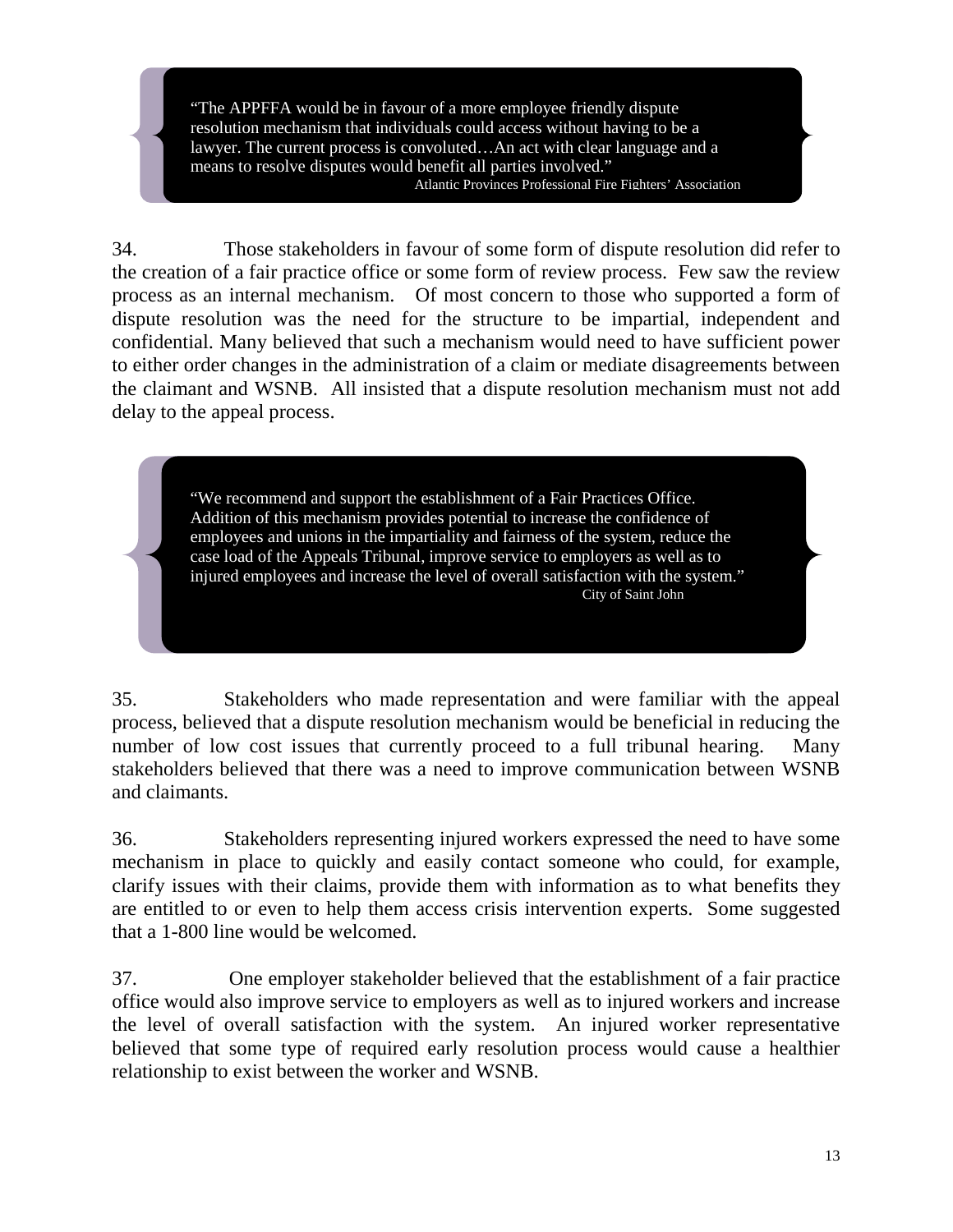> "The APPFFA would be in favour of a more employee friendly dispute resolution mechanism that individuals could access without having to be a lawyer. The current process is convoluted…An act with clear language and a means to resolve disputes would benefit all parties involved."
>
> Atlantic Provinces Professional Fire Fighters' Association

34. Those stakeholders in favour of some form of dispute resolution did refer to the creation of a fair practice office or some form of review process. Few saw the review process as an internal mechanism. Of most concern to those who supported a form of dispute resolution was the need for the structure to be impartial, independent and confidential. Many believed that such a mechanism would need to have sufficient power to either order changes in the administration of a claim or mediate disagreements between the claimant and WSNB. All insisted that a dispute resolution mechanism must not add delay to the appeal process.

> "We recommend and support the establishment of a Fair Practices Office. Addition of this mechanism provides potential to increase the confidence of employees and unions in the impartiality and fairness of the system, reduce the case load of the Appeals Tribunal, improve service to employers as well as to injured employees and increase the level of overall satisfaction with the system."
>
> City of Saint John

35. Stakeholders who made representation and were familiar with the appeal process, believed that a dispute resolution mechanism would be beneficial in reducing the number of low cost issues that currently proceed to a full tribunal hearing. Many stakeholders believed that there was a need to improve communication between WSNB and claimants.

36. Stakeholders representing injured workers expressed the need to have some mechanism in place to quickly and easily contact someone who could, for example, clarify issues with their claims, provide them with information as to what benefits they are entitled to or even to help them access crisis intervention experts. Some suggested that a 1-800 line would be welcomed.

37. One employer stakeholder believed that the establishment of a fair practice office would also improve service to employers as well as to injured workers and increase the level of overall satisfaction with the system. An injured worker representative believed that some type of required early resolution process would cause a healthier relationship to exist between the worker and WSNB.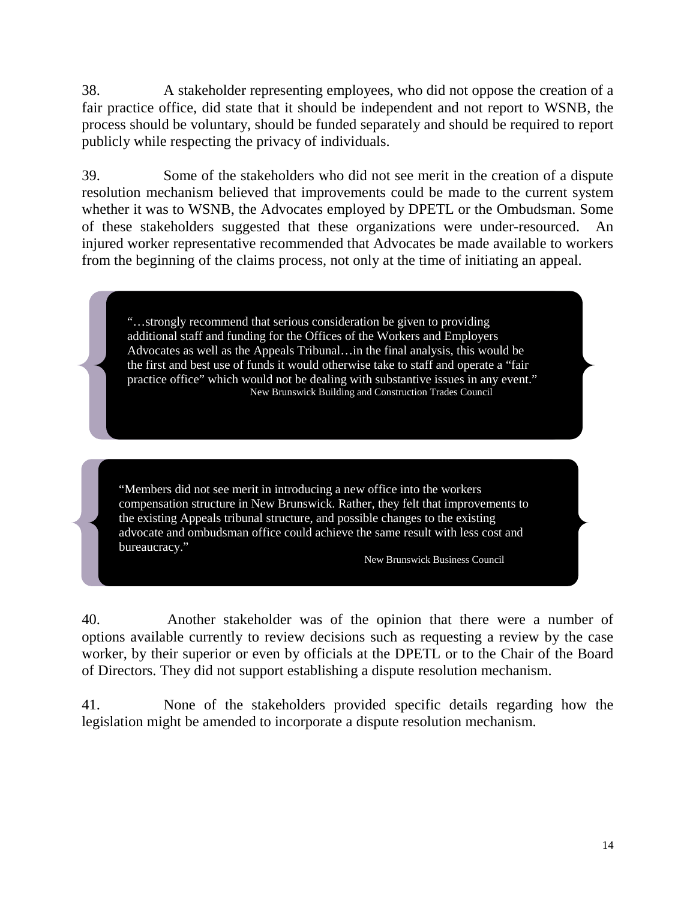38. A stakeholder representing employees, who did not oppose the creation of a fair practice office, did state that it should be independent and not report to WSNB, the process should be voluntary, should be funded separately and should be required to report publicly while respecting the privacy of individuals.

39. Some of the stakeholders who did not see merit in the creation of a dispute resolution mechanism believed that improvements could be made to the current system whether it was to WSNB, the Advocates employed by DPETL or the Ombudsman. Some of these stakeholders suggested that these organizations were under-resourced. An injured worker representative recommended that Advocates be made available to workers from the beginning of the claims process, not only at the time of initiating an appeal.

> "…strongly recommend that serious consideration be given to providing additional staff and funding for the Offices of the Workers and Employers Advocates as well as the Appeals Tribunal…in the final analysis, this would be the first and best use of funds it would otherwise take to staff and operate a "fair practice office" which would not be dealing with substantive issues in any event."
>
> New Brunswick Building and Construction Trades Council

> "Members did not see merit in introducing a new office into the workers compensation structure in New Brunswick. Rather, they felt that improvements to the existing Appeals tribunal structure, and possible changes to the existing advocate and ombudsman office could achieve the same result with less cost and bureaucracy."
>
> New Brunswick Business Council

40. Another stakeholder was of the opinion that there were a number of options available currently to review decisions such as requesting a review by the case worker, by their superior or even by officials at the DPETL or to the Chair of the Board of Directors. They did not support establishing a dispute resolution mechanism.

41. None of the stakeholders provided specific details regarding how the legislation might be amended to incorporate a dispute resolution mechanism.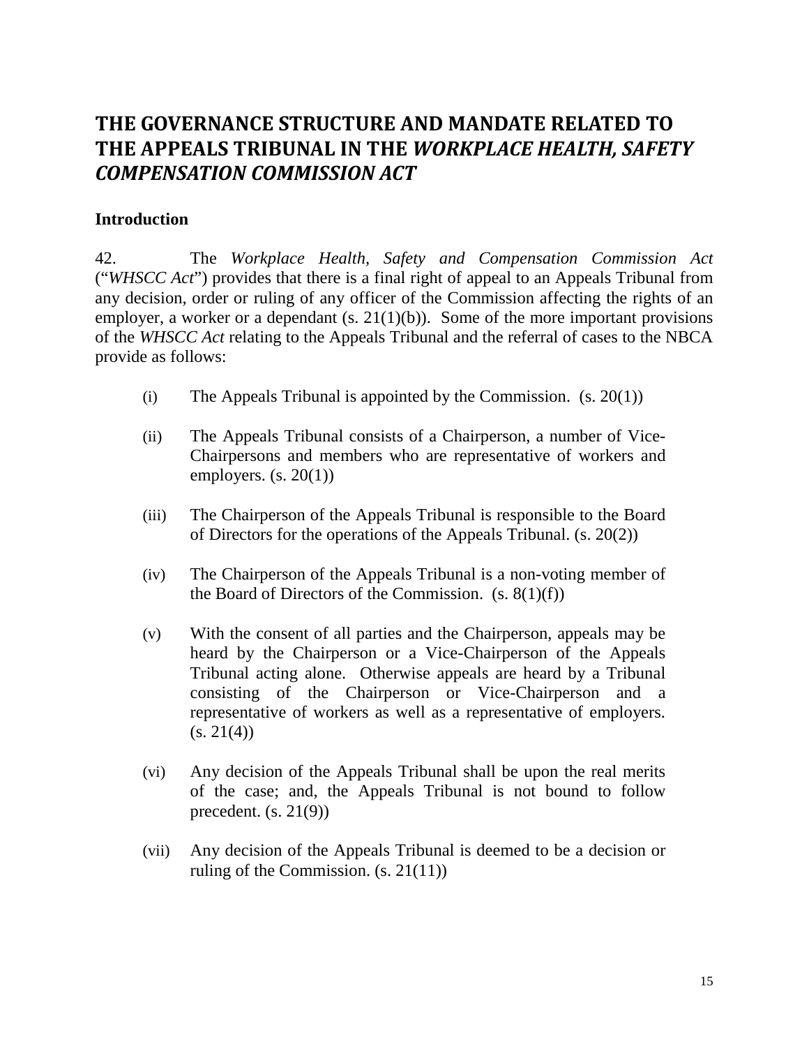# THE GOVERNANCE STRUCTURE AND MANDATE RELATED TO THE APPEALS TRIBUNAL IN THE *WORKPLACE HEALTH, SAFETY COMPENSATION COMMISSION ACT*

**Introduction**

42. The *Workplace Health, Safety and Compensation Commission Act* ("*WHSCC Act*") provides that there is a final right of appeal to an Appeals Tribunal from any decision, order or ruling of any officer of the Commission affecting the rights of an employer, a worker or a dependant (s. 21(1)(b)). Some of the more important provisions of the *WHSCC Act* relating to the Appeals Tribunal and the referral of cases to the NBCA provide as follows:

(i) The Appeals Tribunal is appointed by the Commission. (s. 20(1))

(ii) The Appeals Tribunal consists of a Chairperson, a number of Vice-Chairpersons and members who are representative of workers and employers. (s. 20(1))

(iii) The Chairperson of the Appeals Tribunal is responsible to the Board of Directors for the operations of the Appeals Tribunal. (s. 20(2))

(iv) The Chairperson of the Appeals Tribunal is a non-voting member of the Board of Directors of the Commission. (s. 8(1)(f))

(v) With the consent of all parties and the Chairperson, appeals may be heard by the Chairperson or a Vice-Chairperson of the Appeals Tribunal acting alone. Otherwise appeals are heard by a Tribunal consisting of the Chairperson or Vice-Chairperson and a representative of workers as well as a representative of employers. (s. 21(4))

(vi) Any decision of the Appeals Tribunal shall be upon the real merits of the case; and, the Appeals Tribunal is not bound to follow precedent. (s. 21(9))

(vii) Any decision of the Appeals Tribunal is deemed to be a decision or ruling of the Commission. (s. 21(11))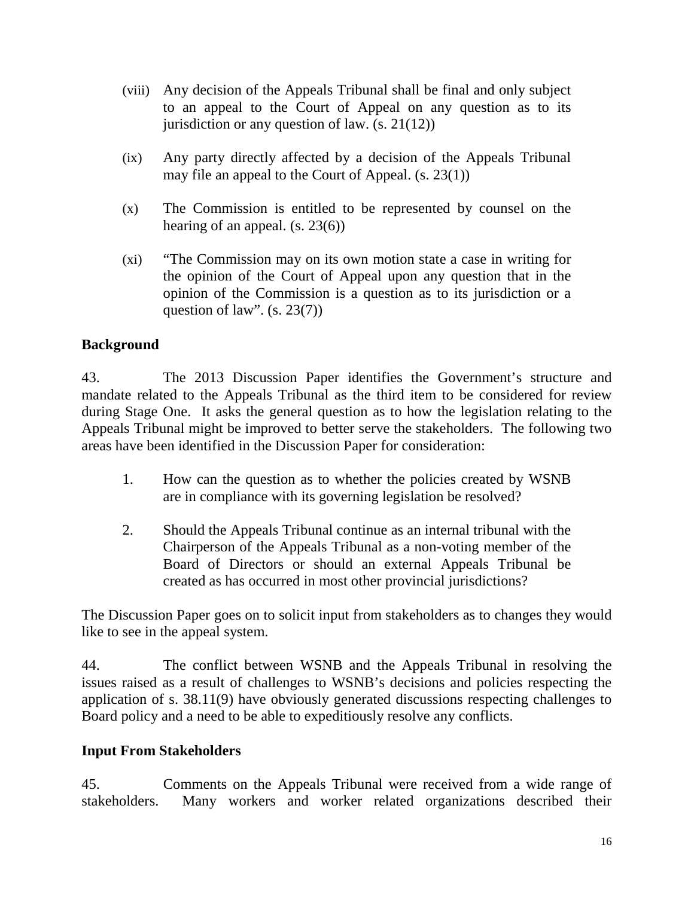(viii) Any decision of the Appeals Tribunal shall be final and only subject to an appeal to the Court of Appeal on any question as to its jurisdiction or any question of law. (s. 21(12))

(ix) Any party directly affected by a decision of the Appeals Tribunal may file an appeal to the Court of Appeal. (s. 23(1))

(x) The Commission is entitled to be represented by counsel on the hearing of an appeal. (s. 23(6))

(xi) "The Commission may on its own motion state a case in writing for the opinion of the Court of Appeal upon any question that in the opinion of the Commission is a question as to its jurisdiction or a question of law". (s. 23(7))

**Background**

43. The 2013 Discussion Paper identifies the Government's structure and mandate related to the Appeals Tribunal as the third item to be considered for review during Stage One. It asks the general question as to how the legislation relating to the Appeals Tribunal might be improved to better serve the stakeholders. The following two areas have been identified in the Discussion Paper for consideration:

1. How can the question as to whether the policies created by WSNB are in compliance with its governing legislation be resolved?

2. Should the Appeals Tribunal continue as an internal tribunal with the Chairperson of the Appeals Tribunal as a non-voting member of the Board of Directors or should an external Appeals Tribunal be created as has occurred in most other provincial jurisdictions?

The Discussion Paper goes on to solicit input from stakeholders as to changes they would like to see in the appeal system.

44. The conflict between WSNB and the Appeals Tribunal in resolving the issues raised as a result of challenges to WSNB's decisions and policies respecting the application of s. 38.11(9) have obviously generated discussions respecting challenges to Board policy and a need to be able to expeditiously resolve any conflicts.

**Input From Stakeholders**

45. Comments on the Appeals Tribunal were received from a wide range of stakeholders. Many workers and worker related organizations described their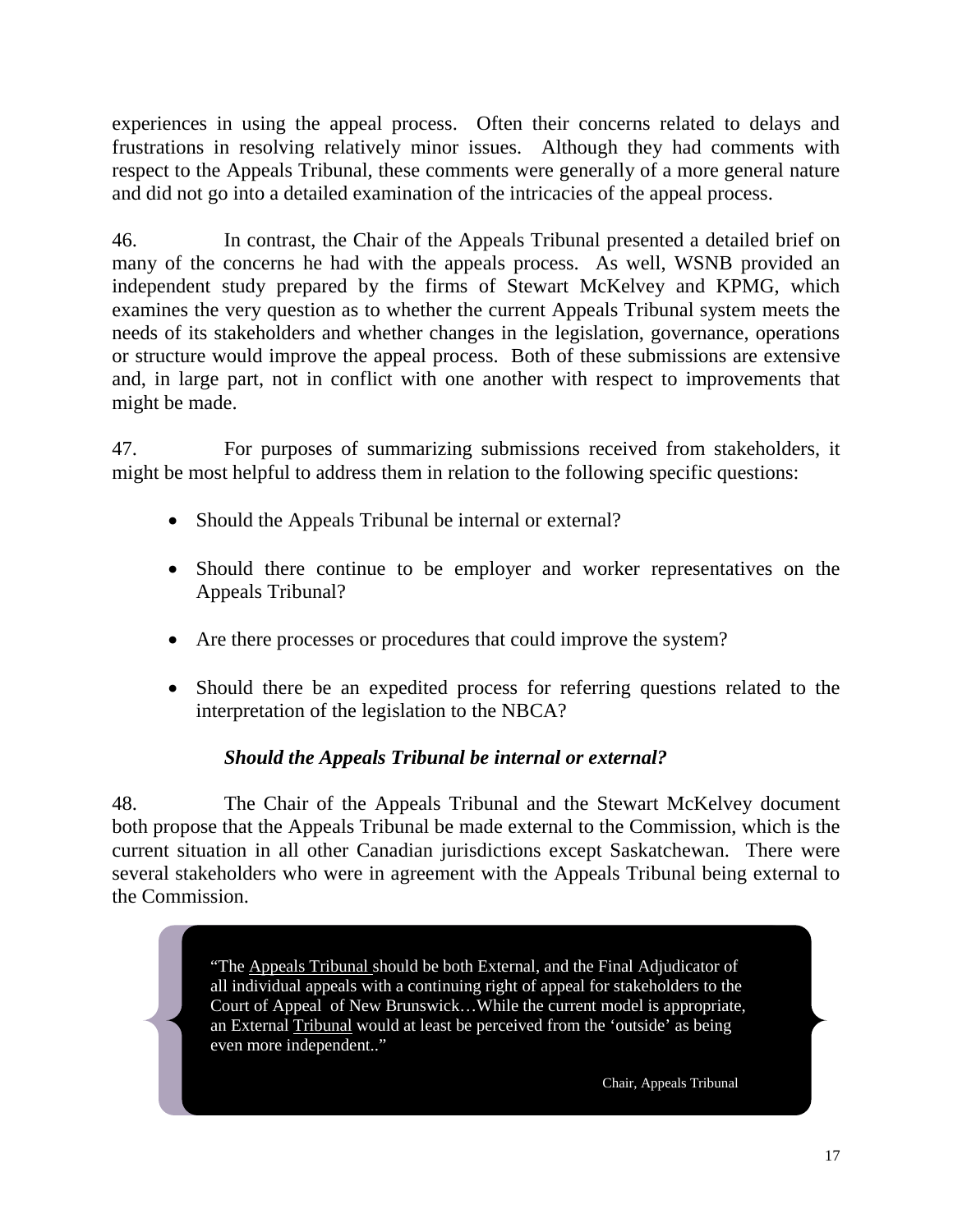experiences in using the appeal process. Often their concerns related to delays and frustrations in resolving relatively minor issues. Although they had comments with respect to the Appeals Tribunal, these comments were generally of a more general nature and did not go into a detailed examination of the intricacies of the appeal process.

46. In contrast, the Chair of the Appeals Tribunal presented a detailed brief on many of the concerns he had with the appeals process. As well, WSNB provided an independent study prepared by the firms of Stewart McKelvey and KPMG, which examines the very question as to whether the current Appeals Tribunal system meets the needs of its stakeholders and whether changes in the legislation, governance, operations or structure would improve the appeal process. Both of these submissions are extensive and, in large part, not in conflict with one another with respect to improvements that might be made.

47. For purposes of summarizing submissions received from stakeholders, it might be most helpful to address them in relation to the following specific questions:

- Should the Appeals Tribunal be internal or external?
- Should there continue to be employer and worker representatives on the Appeals Tribunal?
- Are there processes or procedures that could improve the system?
- Should there be an expedited process for referring questions related to the interpretation of the legislation to the NBCA?

### *Should the Appeals Tribunal be internal or external?*

48. The Chair of the Appeals Tribunal and the Stewart McKelvey document both propose that the Appeals Tribunal be made external to the Commission, which is the current situation in all other Canadian jurisdictions except Saskatchewan. There were several stakeholders who were in agreement with the Appeals Tribunal being external to the Commission.

> "The Appeals Tribunal should be both External, and the Final Adjudicator of all individual appeals with a continuing right of appeal for stakeholders to the Court of Appeal of New Brunswick…While the current model is appropriate, an External Tribunal would at least be perceived from the 'outside' as being even more independent.."
>
> Chair, Appeals Tribunal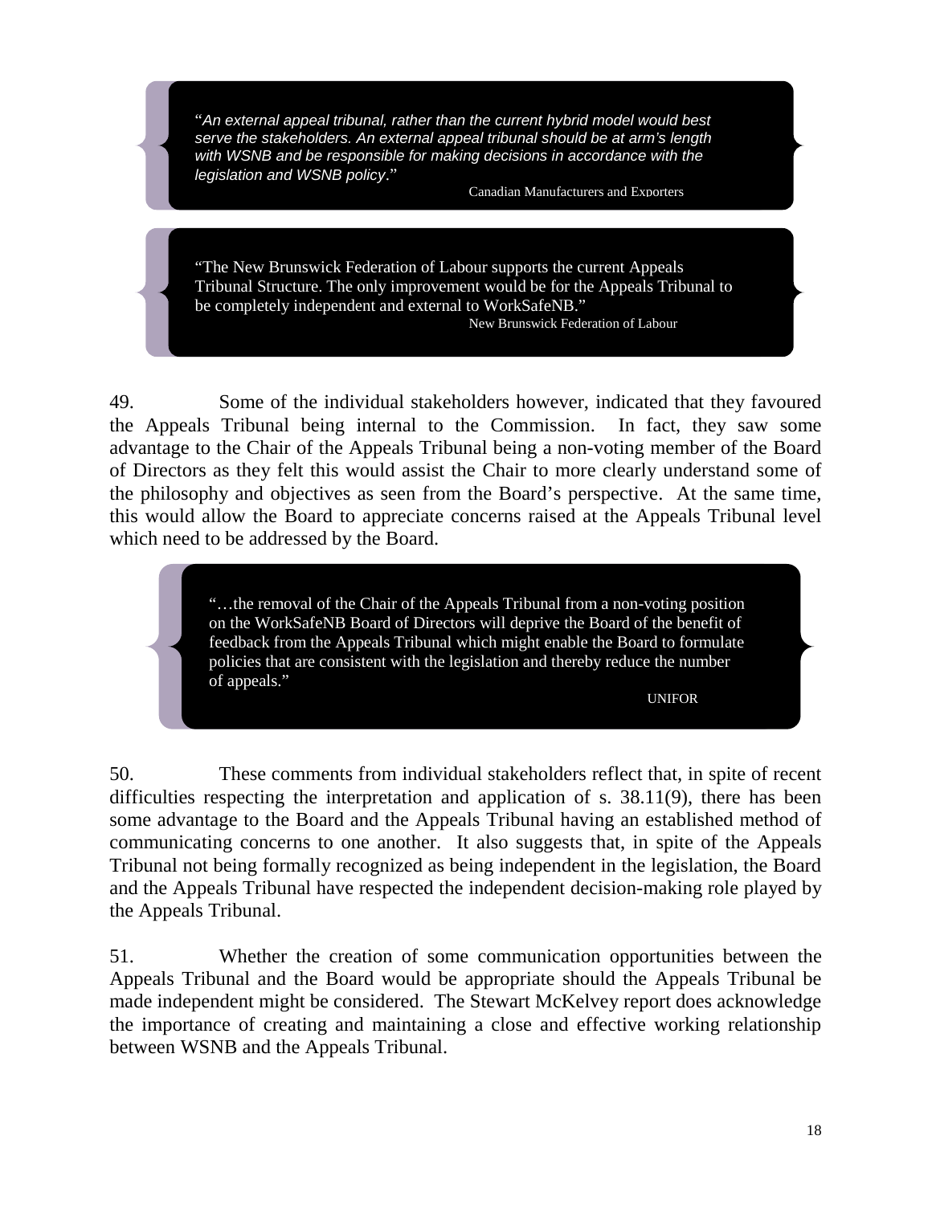> "*An external appeal tribunal, rather than the current hybrid model would best serve the stakeholders. An external appeal tribunal should be at arm's length with WSNB and be responsible for making decisions in accordance with the legislation and WSNB policy*."
>
> Canadian Manufacturers and Exporters

> "The New Brunswick Federation of Labour supports the current Appeals Tribunal Structure. The only improvement would be for the Appeals Tribunal to be completely independent and external to WorkSafeNB."
>
> New Brunswick Federation of Labour

49. Some of the individual stakeholders however, indicated that they favoured the Appeals Tribunal being internal to the Commission. In fact, they saw some advantage to the Chair of the Appeals Tribunal being a non-voting member of the Board of Directors as they felt this would assist the Chair to more clearly understand some of the philosophy and objectives as seen from the Board's perspective. At the same time, this would allow the Board to appreciate concerns raised at the Appeals Tribunal level which need to be addressed by the Board.

> "…the removal of the Chair of the Appeals Tribunal from a non-voting position on the WorkSafeNB Board of Directors will deprive the Board of the benefit of feedback from the Appeals Tribunal which might enable the Board to formulate policies that are consistent with the legislation and thereby reduce the number of appeals."
>
> UNIFOR

50. These comments from individual stakeholders reflect that, in spite of recent difficulties respecting the interpretation and application of s. 38.11(9), there has been some advantage to the Board and the Appeals Tribunal having an established method of communicating concerns to one another. It also suggests that, in spite of the Appeals Tribunal not being formally recognized as being independent in the legislation, the Board and the Appeals Tribunal have respected the independent decision-making role played by the Appeals Tribunal.

51. Whether the creation of some communication opportunities between the Appeals Tribunal and the Board would be appropriate should the Appeals Tribunal be made independent might be considered. The Stewart McKelvey report does acknowledge the importance of creating and maintaining a close and effective working relationship between WSNB and the Appeals Tribunal.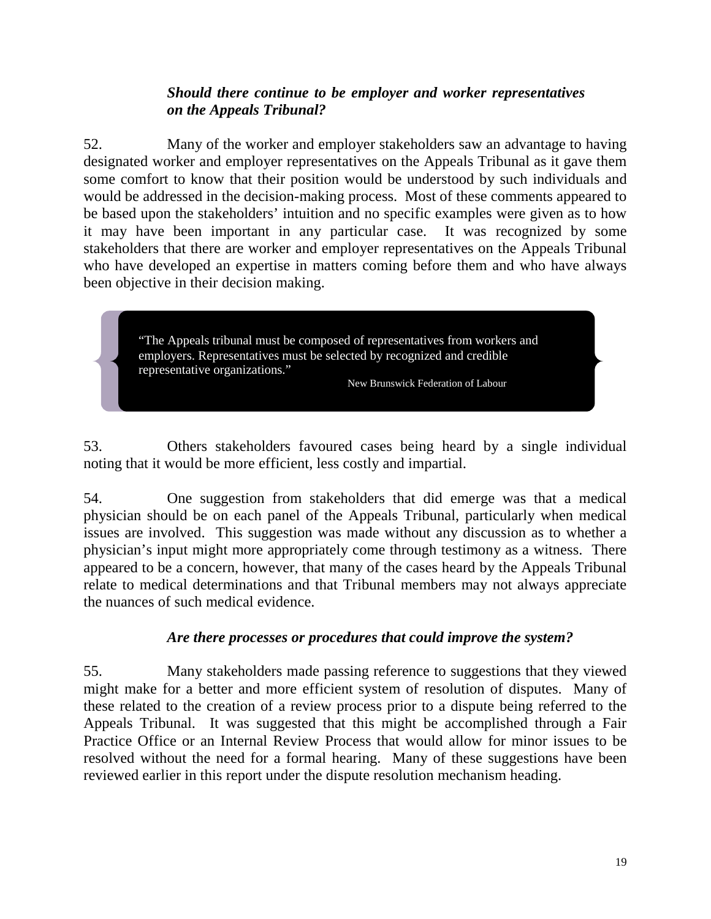### *Should there continue to be employer and worker representatives on the Appeals Tribunal?*

52. Many of the worker and employer stakeholders saw an advantage to having designated worker and employer representatives on the Appeals Tribunal as it gave them some comfort to know that their position would be understood by such individuals and would be addressed in the decision-making process. Most of these comments appeared to be based upon the stakeholders' intuition and no specific examples were given as to how it may have been important in any particular case. It was recognized by some stakeholders that there are worker and employer representatives on the Appeals Tribunal who have developed an expertise in matters coming before them and who have always been objective in their decision making.

> "The Appeals tribunal must be composed of representatives from workers and employers. Representatives must be selected by recognized and credible representative organizations."
>
> New Brunswick Federation of Labour

53. Others stakeholders favoured cases being heard by a single individual noting that it would be more efficient, less costly and impartial.

54. One suggestion from stakeholders that did emerge was that a medical physician should be on each panel of the Appeals Tribunal, particularly when medical issues are involved. This suggestion was made without any discussion as to whether a physician's input might more appropriately come through testimony as a witness. There appeared to be a concern, however, that many of the cases heard by the Appeals Tribunal relate to medical determinations and that Tribunal members may not always appreciate the nuances of such medical evidence.

### *Are there processes or procedures that could improve the system?*

55. Many stakeholders made passing reference to suggestions that they viewed might make for a better and more efficient system of resolution of disputes. Many of these related to the creation of a review process prior to a dispute being referred to the Appeals Tribunal. It was suggested that this might be accomplished through a Fair Practice Office or an Internal Review Process that would allow for minor issues to be resolved without the need for a formal hearing. Many of these suggestions have been reviewed earlier in this report under the dispute resolution mechanism heading.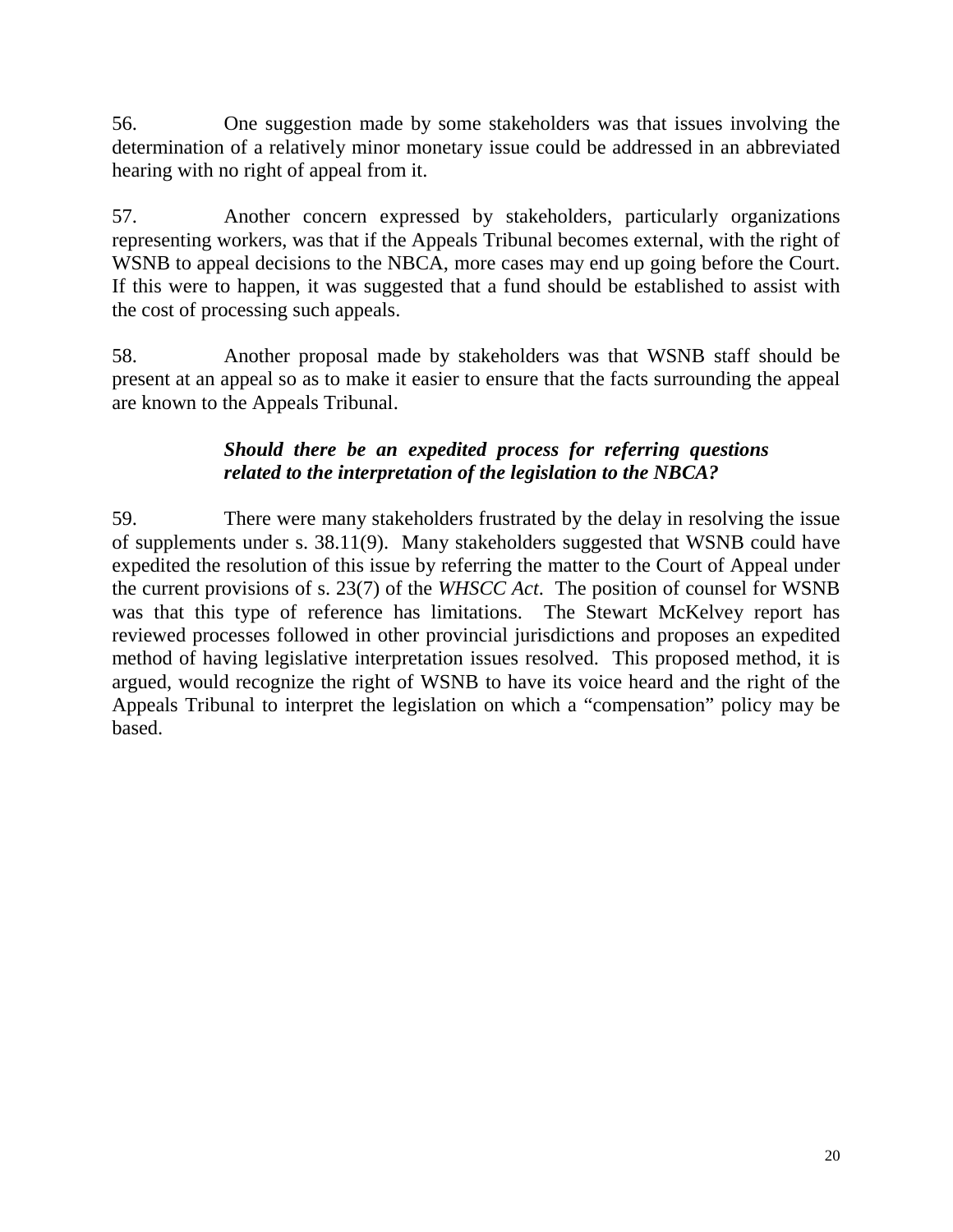56. One suggestion made by some stakeholders was that issues involving the determination of a relatively minor monetary issue could be addressed in an abbreviated hearing with no right of appeal from it.

57. Another concern expressed by stakeholders, particularly organizations representing workers, was that if the Appeals Tribunal becomes external, with the right of WSNB to appeal decisions to the NBCA, more cases may end up going before the Court. If this were to happen, it was suggested that a fund should be established to assist with the cost of processing such appeals.

58. Another proposal made by stakeholders was that WSNB staff should be present at an appeal so as to make it easier to ensure that the facts surrounding the appeal are known to the Appeals Tribunal.

***Should there be an expedited process for referring questions related to the interpretation of the legislation to the NBCA?***

59. There were many stakeholders frustrated by the delay in resolving the issue of supplements under s. 38.11(9). Many stakeholders suggested that WSNB could have expedited the resolution of this issue by referring the matter to the Court of Appeal under the current provisions of s. 23(7) of the *WHSCC Act*. The position of counsel for WSNB was that this type of reference has limitations. The Stewart McKelvey report has reviewed processes followed in other provincial jurisdictions and proposes an expedited method of having legislative interpretation issues resolved. This proposed method, it is argued, would recognize the right of WSNB to have its voice heard and the right of the Appeals Tribunal to interpret the legislation on which a "compensation" policy may be based.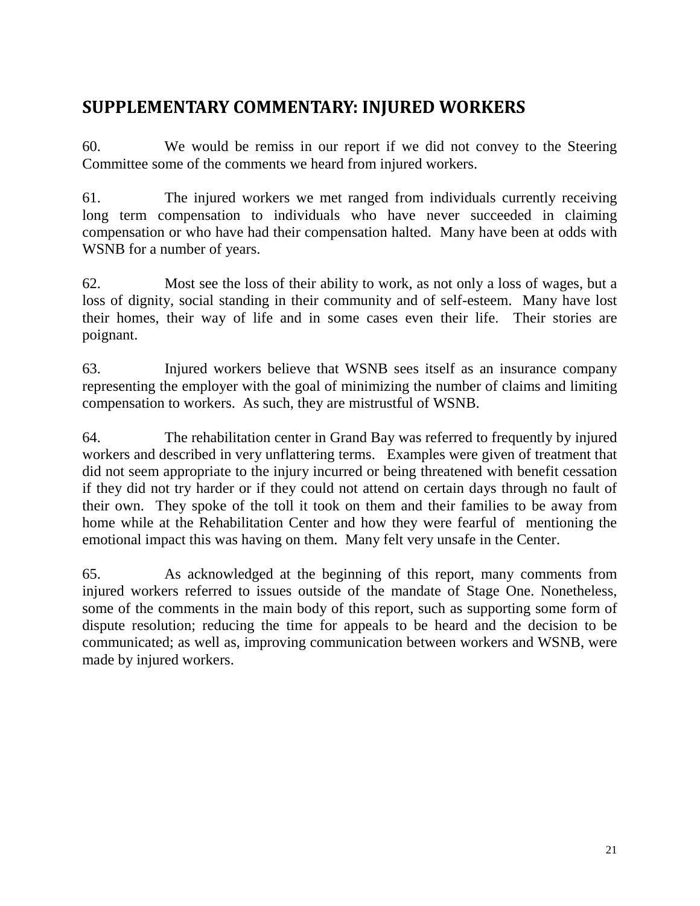## SUPPLEMENTARY COMMENTARY: INJURED WORKERS

60. We would be remiss in our report if we did not convey to the Steering Committee some of the comments we heard from injured workers.

61. The injured workers we met ranged from individuals currently receiving long term compensation to individuals who have never succeeded in claiming compensation or who have had their compensation halted. Many have been at odds with WSNB for a number of years.

62. Most see the loss of their ability to work, as not only a loss of wages, but a loss of dignity, social standing in their community and of self-esteem. Many have lost their homes, their way of life and in some cases even their life. Their stories are poignant.

63. Injured workers believe that WSNB sees itself as an insurance company representing the employer with the goal of minimizing the number of claims and limiting compensation to workers. As such, they are mistrustful of WSNB.

64. The rehabilitation center in Grand Bay was referred to frequently by injured workers and described in very unflattering terms. Examples were given of treatment that did not seem appropriate to the injury incurred or being threatened with benefit cessation if they did not try harder or if they could not attend on certain days through no fault of their own. They spoke of the toll it took on them and their families to be away from home while at the Rehabilitation Center and how they were fearful of mentioning the emotional impact this was having on them. Many felt very unsafe in the Center.

65. As acknowledged at the beginning of this report, many comments from injured workers referred to issues outside of the mandate of Stage One. Nonetheless, some of the comments in the main body of this report, such as supporting some form of dispute resolution; reducing the time for appeals to be heard and the decision to be communicated; as well as, improving communication between workers and WSNB, were made by injured workers.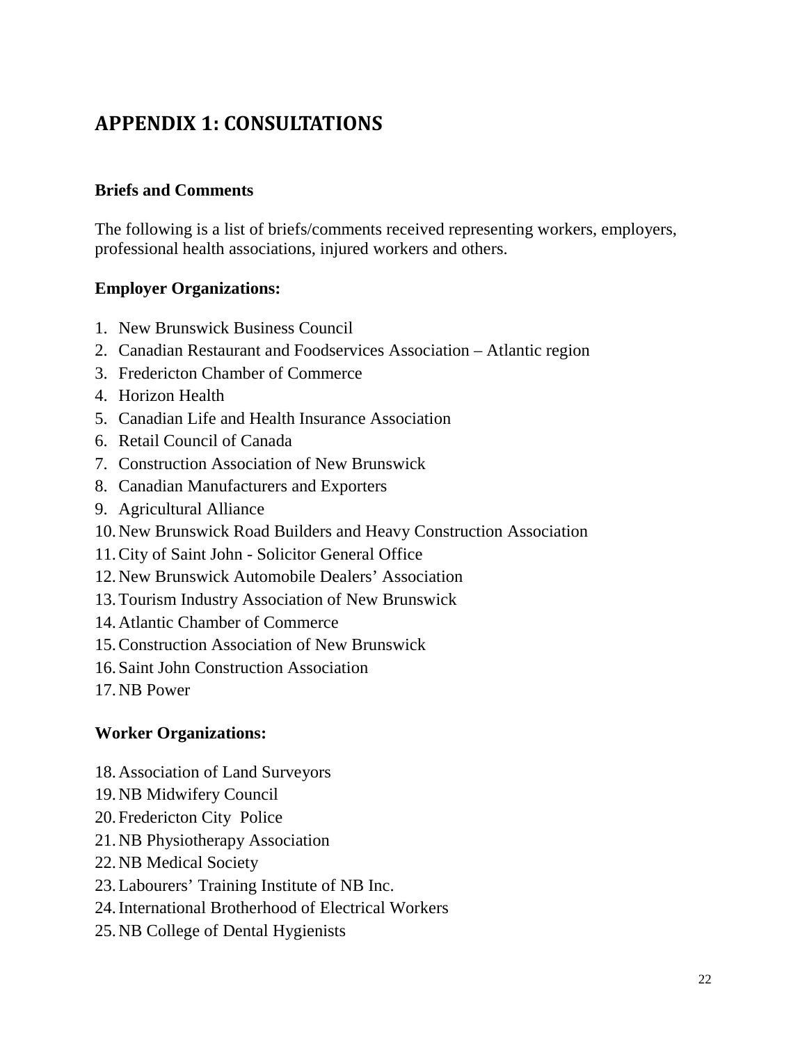# APPENDIX 1: CONSULTATIONS

**Briefs and Comments**

The following is a list of briefs/comments received representing workers, employers, professional health associations, injured workers and others.

**Employer Organizations:**

1. New Brunswick Business Council
2. Canadian Restaurant and Foodservices Association – Atlantic region
3. Fredericton Chamber of Commerce
4. Horizon Health
5. Canadian Life and Health Insurance Association
6. Retail Council of Canada
7. Construction Association of New Brunswick
8. Canadian Manufacturers and Exporters
9. Agricultural Alliance
10. New Brunswick Road Builders and Heavy Construction Association
11. City of Saint John - Solicitor General Office
12. New Brunswick Automobile Dealers' Association
13. Tourism Industry Association of New Brunswick
14. Atlantic Chamber of Commerce
15. Construction Association of New Brunswick
16. Saint John Construction Association
17. NB Power

**Worker Organizations:**

18. Association of Land Surveyors
19. NB Midwifery Council
20. Fredericton City Police
21. NB Physiotherapy Association
22. NB Medical Society
23. Labourers' Training Institute of NB Inc.
24. International Brotherhood of Electrical Workers
25. NB College of Dental Hygienists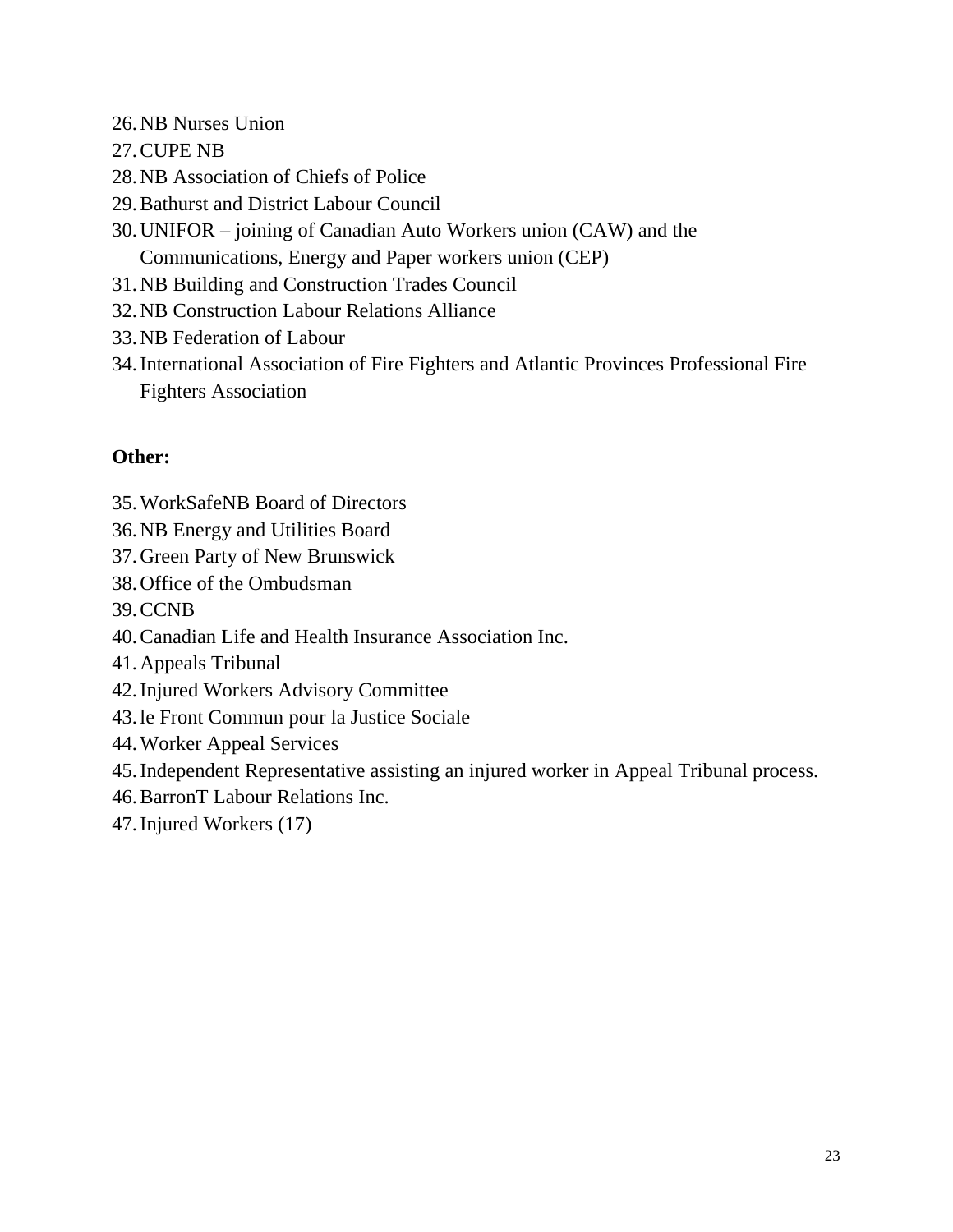26. NB Nurses Union
27. CUPE NB
28. NB Association of Chiefs of Police
29. Bathurst and District Labour Council
30. UNIFOR – joining of Canadian Auto Workers union (CAW) and the Communications, Energy and Paper workers union (CEP)
31. NB Building and Construction Trades Council
32. NB Construction Labour Relations Alliance
33. NB Federation of Labour
34. International Association of Fire Fighters and Atlantic Provinces Professional Fire Fighters Association

**Other:**

35. WorkSafeNB Board of Directors
36. NB Energy and Utilities Board
37. Green Party of New Brunswick
38. Office of the Ombudsman
39. CCNB
40. Canadian Life and Health Insurance Association Inc.
41. Appeals Tribunal
42. Injured Workers Advisory Committee
43. le Front Commun pour la Justice Sociale
44. Worker Appeal Services
45. Independent Representative assisting an injured worker in Appeal Tribunal process.
46. BarronT Labour Relations Inc.
47. Injured Workers (17)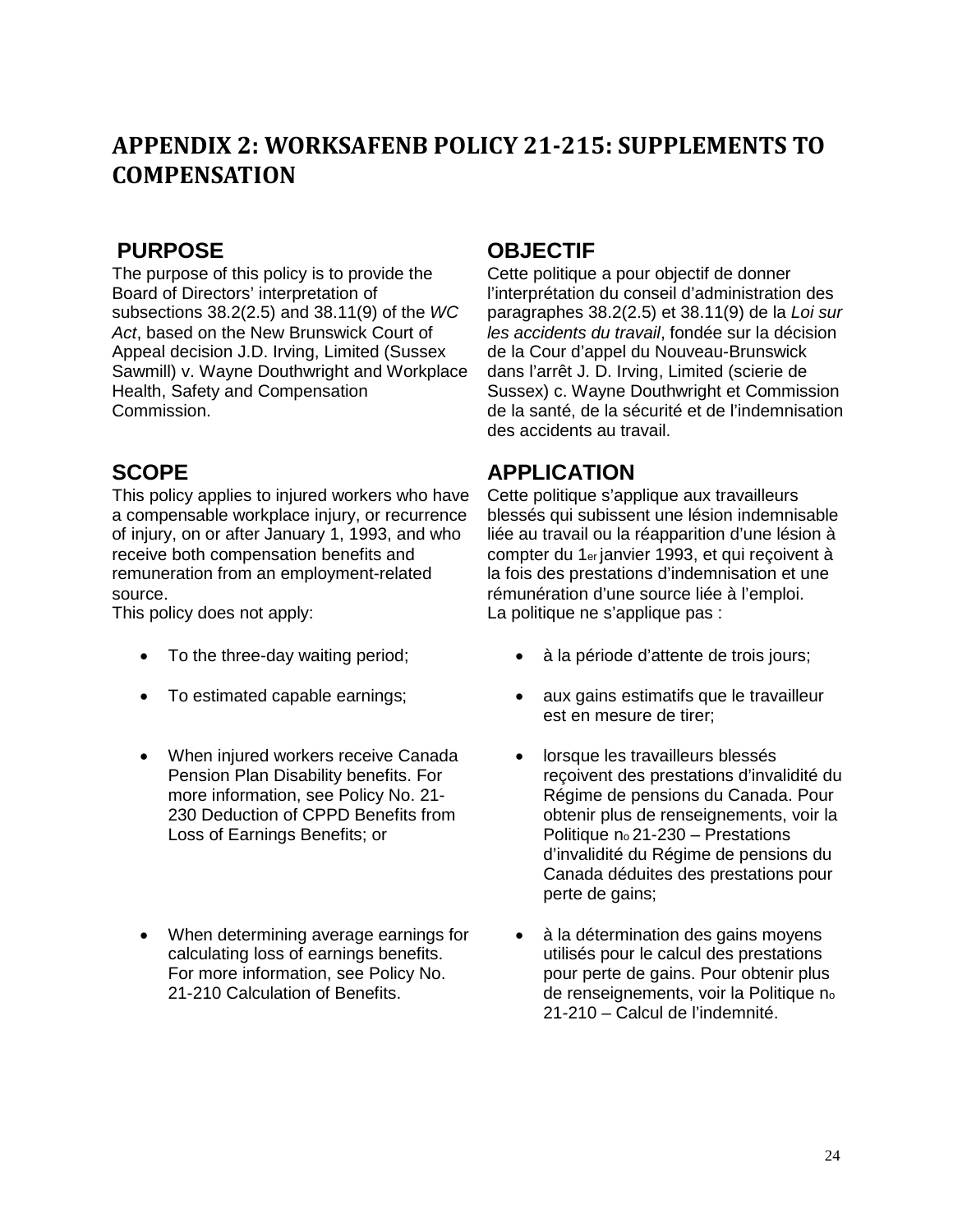# APPENDIX 2: WORKSAFENB POLICY 21-215: SUPPLEMENTS TO COMPENSATION

## PURPOSE

The purpose of this policy is to provide the Board of Directors' interpretation of subsections 38.2(2.5) and 38.11(9) of the *WC Act*, based on the New Brunswick Court of Appeal decision J.D. Irving, Limited (Sussex Sawmill) v. Wayne Douthwright and Workplace Health, Safety and Compensation Commission.

## SCOPE

This policy applies to injured workers who have a compensable workplace injury, or recurrence of injury, on or after January 1, 1993, and who receive both compensation benefits and remuneration from an employment-related source.

This policy does not apply:

- To the three-day waiting period;
- To estimated capable earnings;
- When injured workers receive Canada Pension Plan Disability benefits. For more information, see Policy No. 21-230 Deduction of CPPD Benefits from Loss of Earnings Benefits; or
- When determining average earnings for calculating loss of earnings benefits. For more information, see Policy No. 21-210 Calculation of Benefits.

## OBJECTIF

Cette politique a pour objectif de donner l'interprétation du conseil d'administration des paragraphes 38.2(2.5) et 38.11(9) de la *Loi sur les accidents du travail*, fondée sur la décision de la Cour d'appel du Nouveau-Brunswick dans l'arrêt J. D. Irving, Limited (scierie de Sussex) c. Wayne Douthwright et Commission de la santé, de la sécurité et de l'indemnisation des accidents au travail.

## APPLICATION

Cette politique s'applique aux travailleurs blessés qui subissent une lésion indemnisable liée au travail ou la réapparition d'une lésion à compter du 1er janvier 1993, et qui reçoivent à la fois des prestations d'indemnisation et une rémunération d'une source liée à l'emploi.

La politique ne s'applique pas :

- à la période d'attente de trois jours;
- aux gains estimatifs que le travailleur est en mesure de tirer;
- lorsque les travailleurs blessés reçoivent des prestations d'invalidité du Régime de pensions du Canada. Pour obtenir plus de renseignements, voir la Politique no 21-230 – Prestations d'invalidité du Régime de pensions du Canada déduites des prestations pour perte de gains;
- à la détermination des gains moyens utilisés pour le calcul des prestations pour perte de gains. Pour obtenir plus de renseignements, voir la Politique no 21-210 – Calcul de l'indemnité.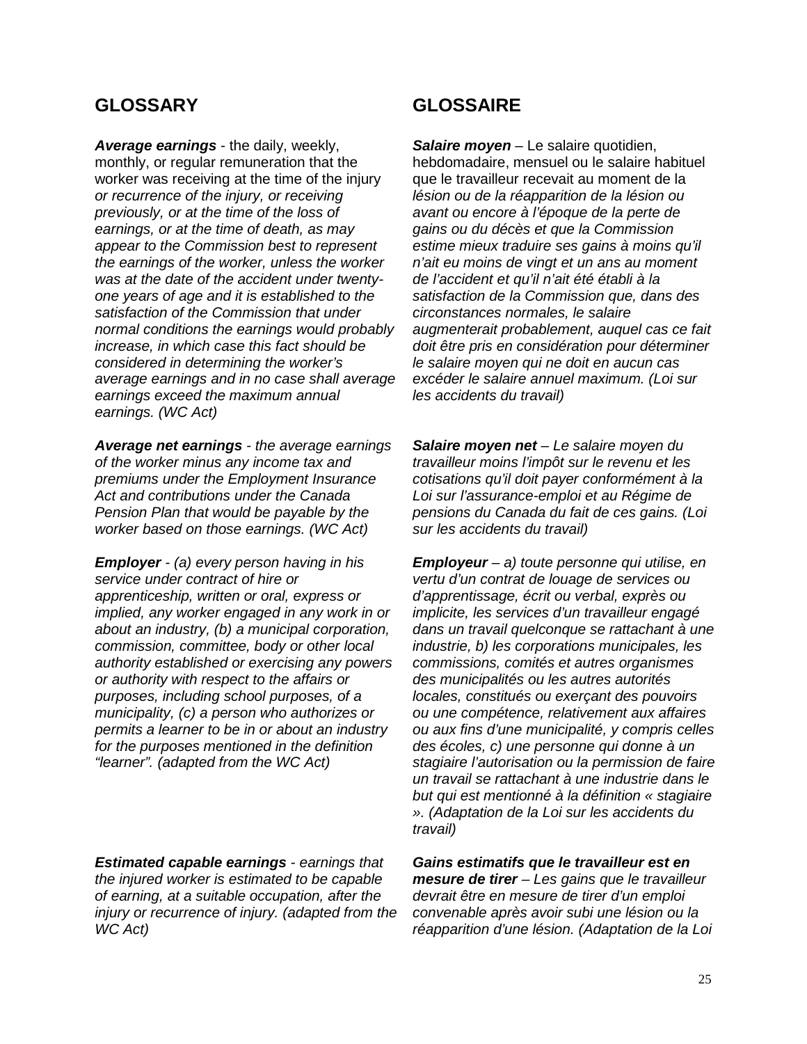## GLOSSARY

***Average earnings*** - the daily, weekly, monthly, or regular remuneration that the worker was receiving at the time of the injury *or recurrence of the injury, or receiving previously, or at the time of the loss of earnings, or at the time of death, as may appear to the Commission best to represent the earnings of the worker, unless the worker was at the date of the accident under twenty-one years of age and it is established to the satisfaction of the Commission that under normal conditions the earnings would probably increase, in which case this fact should be considered in determining the worker's average earnings and in no case shall average earnings exceed the maximum annual earnings. (WC Act)*

***Average net earnings*** *- the average earnings of the worker minus any income tax and premiums under the Employment Insurance Act and contributions under the Canada Pension Plan that would be payable by the worker based on those earnings. (WC Act)*

***Employer*** *- (a) every person having in his service under contract of hire or apprenticeship, written or oral, express or implied, any worker engaged in any work in or about an industry, (b) a municipal corporation, commission, committee, body or other local authority established or exercising any powers or authority with respect to the affairs or purposes, including school purposes, of a municipality, (c) a person who authorizes or permits a learner to be in or about an industry for the purposes mentioned in the definition "learner". (adapted from the WC Act)*

***Estimated capable earnings*** *- earnings that the injured worker is estimated to be capable of earning, at a suitable occupation, after the injury or recurrence of injury. (adapted from the WC Act)*

## GLOSSAIRE

***Salaire moyen*** – Le salaire quotidien, hebdomadaire, mensuel ou le salaire habituel que le travailleur recevait au moment de la *lésion ou de la réapparition de la lésion ou avant ou encore à l'époque de la perte de gains ou du décès et que la Commission estime mieux traduire ses gains à moins qu'il n'ait eu moins de vingt et un ans au moment de l'accident et qu'il n'ait été établi à la satisfaction de la Commission que, dans des circonstances normales, le salaire augmenterait probablement, auquel cas ce fait doit être pris en considération pour déterminer le salaire moyen qui ne doit en aucun cas excéder le salaire annuel maximum. (Loi sur les accidents du travail)*

***Salaire moyen net*** *– Le salaire moyen du travailleur moins l'impôt sur le revenu et les cotisations qu'il doit payer conformément à la Loi sur l'assurance-emploi et au Régime de pensions du Canada du fait de ces gains. (Loi sur les accidents du travail)*

***Employeur*** *– a) toute personne qui utilise, en vertu d'un contrat de louage de services ou d'apprentissage, écrit ou verbal, exprès ou implicite, les services d'un travailleur engagé dans un travail quelconque se rattachant à une industrie, b) les corporations municipales, les commissions, comités et autres organismes des municipalités ou les autres autorités locales, constitués ou exerçant des pouvoirs ou une compétence, relativement aux affaires ou aux fins d'une municipalité, y compris celles des écoles, c) une personne qui donne à un stagiaire l'autorisation ou la permission de faire un travail se rattachant à une industrie dans le but qui est mentionné à la définition « stagiaire ». (Adaptation de la Loi sur les accidents du travail)*

***Gains estimatifs que le travailleur est en mesure de tirer*** *– Les gains que le travailleur devrait être en mesure de tirer d'un emploi convenable après avoir subi une lésion ou la réapparition d'une lésion. (Adaptation de la Loi*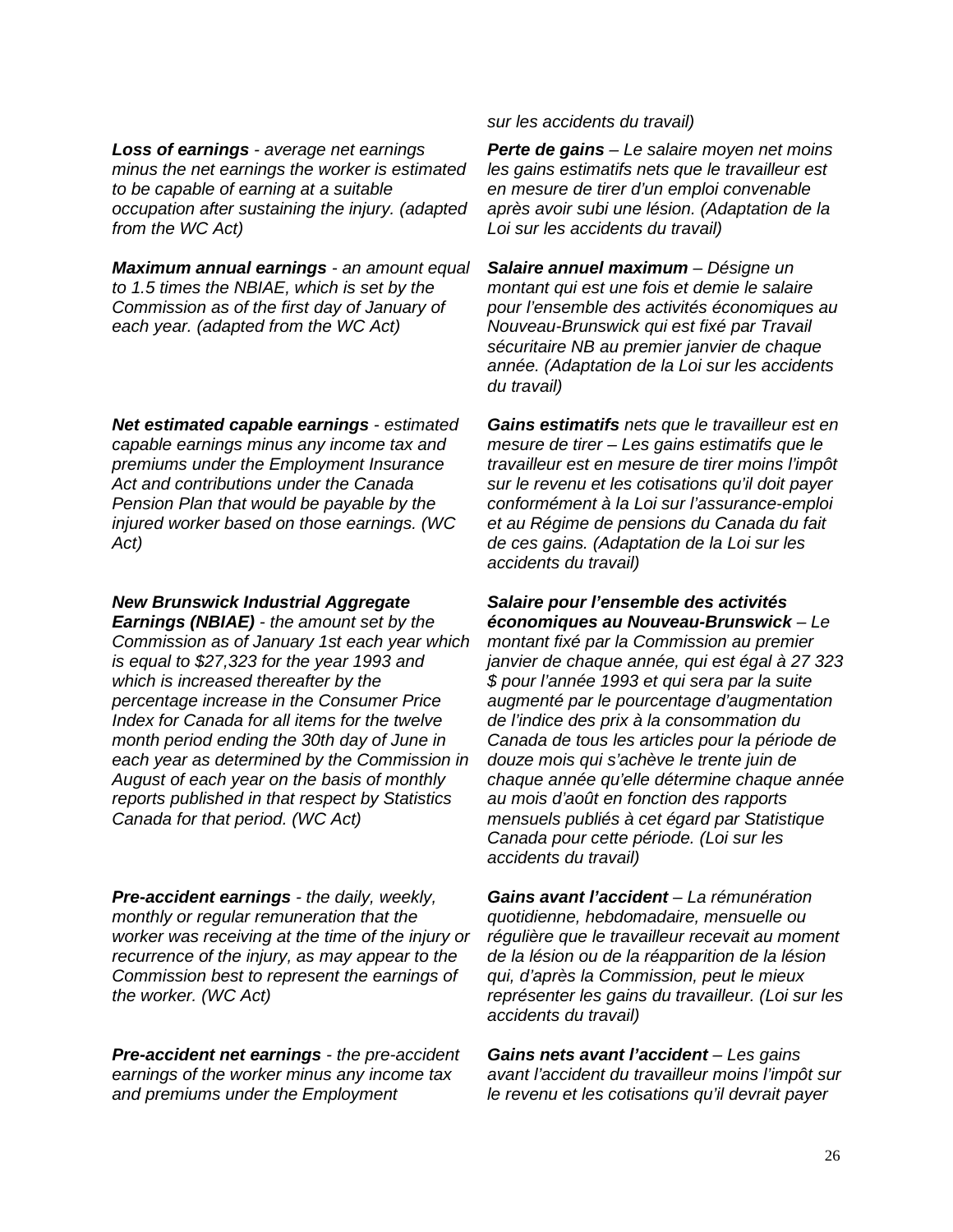*sur les accidents du travail)*

***Loss of earnings*** *- average net earnings minus the net earnings the worker is estimated to be capable of earning at a suitable occupation after sustaining the injury. (adapted from the WC Act)*

***Perte de gains*** *– Le salaire moyen net moins les gains estimatifs nets que le travailleur est en mesure de tirer d'un emploi convenable après avoir subi une lésion. (Adaptation de la Loi sur les accidents du travail)*

***Maximum annual earnings*** *- an amount equal to 1.5 times the NBIAE, which is set by the Commission as of the first day of January of each year. (adapted from the WC Act)*

***Salaire annuel maximum*** *– Désigne un montant qui est une fois et demie le salaire pour l'ensemble des activités économiques au Nouveau-Brunswick qui est fixé par Travail sécuritaire NB au premier janvier de chaque année. (Adaptation de la Loi sur les accidents du travail)*

***Net estimated capable earnings*** *- estimated capable earnings minus any income tax and premiums under the Employment Insurance Act and contributions under the Canada Pension Plan that would be payable by the injured worker based on those earnings. (WC Act)*

***Gains estimatifs*** *nets que le travailleur est en mesure de tirer – Les gains estimatifs que le travailleur est en mesure de tirer moins l'impôt sur le revenu et les cotisations qu'il doit payer conformément à la Loi sur l'assurance-emploi et au Régime de pensions du Canada du fait de ces gains. (Adaptation de la Loi sur les accidents du travail)*

***New Brunswick Industrial Aggregate Earnings (NBIAE)*** *- the amount set by the Commission as of January 1st each year which is equal to $27,323 for the year 1993 and which is increased thereafter by the percentage increase in the Consumer Price Index for Canada for all items for the twelve month period ending the 30th day of June in each year as determined by the Commission in August of each year on the basis of monthly reports published in that respect by Statistics Canada for that period. (WC Act)*

***Salaire pour l'ensemble des activités économiques au Nouveau-Brunswick*** *– Le montant fixé par la Commission au premier janvier de chaque année, qui est égal à 27 323 $ pour l'année 1993 et qui sera par la suite augmenté par le pourcentage d'augmentation de l'indice des prix à la consommation du Canada de tous les articles pour la période de douze mois qui s'achève le trente juin de chaque année qu'elle détermine chaque année au mois d'août en fonction des rapports mensuels publiés à cet égard par Statistique Canada pour cette période. (Loi sur les accidents du travail)*

***Pre-accident earnings*** *- the daily, weekly, monthly or regular remuneration that the worker was receiving at the time of the injury or recurrence of the injury, as may appear to the Commission best to represent the earnings of the worker. (WC Act)*

***Gains avant l'accident*** *– La rémunération quotidienne, hebdomadaire, mensuelle ou régulière que le travailleur recevait au moment de la lésion ou de la réapparition de la lésion qui, d'après la Commission, peut le mieux représenter les gains du travailleur. (Loi sur les accidents du travail)*

***Pre-accident net earnings*** *- the pre-accident earnings of the worker minus any income tax and premiums under the Employment*

***Gains nets avant l'accident*** *– Les gains avant l'accident du travailleur moins l'impôt sur le revenu et les cotisations qu'il devrait payer*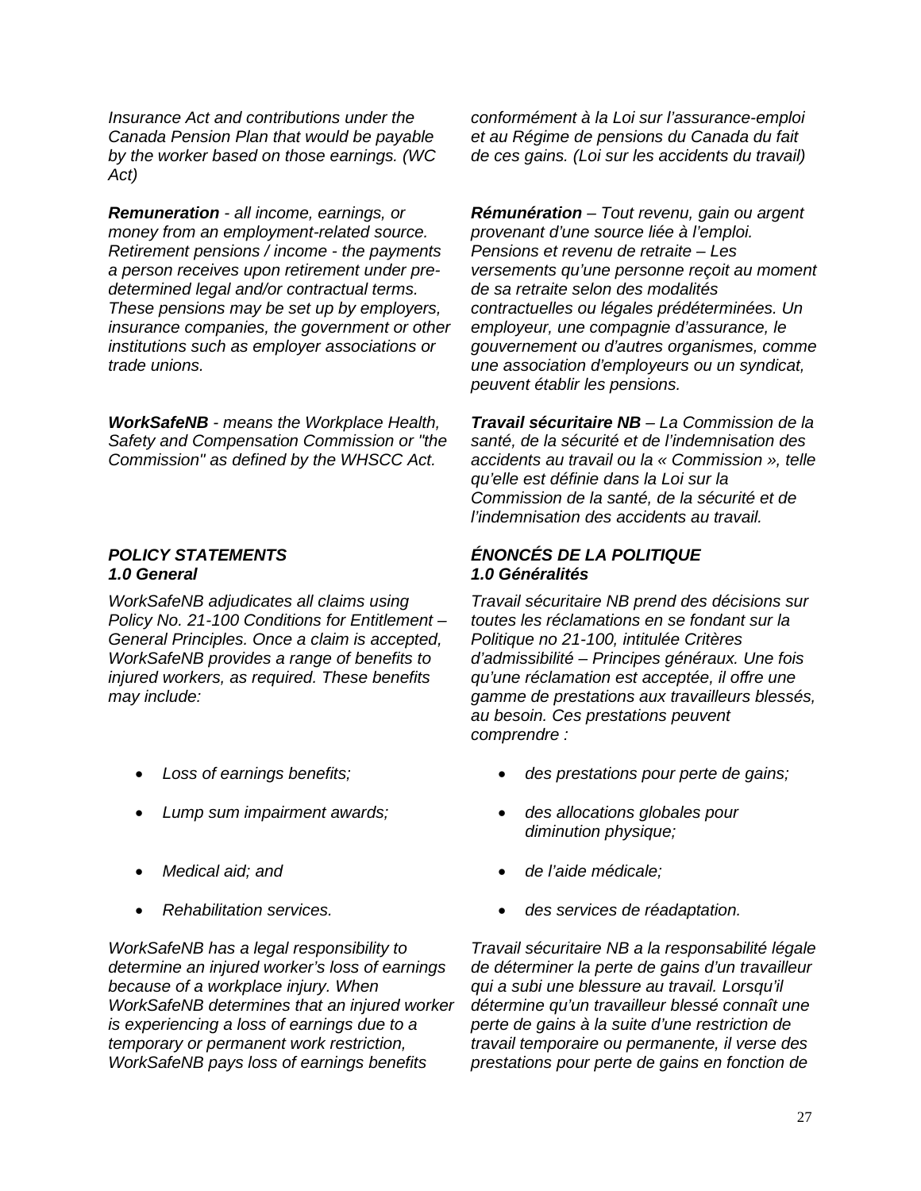*Insurance Act and contributions under the Canada Pension Plan that would be payable by the worker based on those earnings. (WC Act)*

***Remuneration*** *- all income, earnings, or money from an employment-related source. Retirement pensions / income - the payments a person receives upon retirement under pre-determined legal and/or contractual terms. These pensions may be set up by employers, insurance companies, the government or other institutions such as employer associations or trade unions.*

***WorkSafeNB*** *- means the Workplace Health, Safety and Compensation Commission or "the Commission" as defined by the WHSCC Act.*

### *POLICY STATEMENTS*

#### *1.0 General*

*WorkSafeNB adjudicates all claims using Policy No. 21-100 Conditions for Entitlement – General Principles. Once a claim is accepted, WorkSafeNB provides a range of benefits to injured workers, as required. These benefits may include:*

- *Loss of earnings benefits;*
- *Lump sum impairment awards;*
- *Medical aid; and*
- *Rehabilitation services.*

*WorkSafeNB has a legal responsibility to determine an injured worker's loss of earnings because of a workplace injury. When WorkSafeNB determines that an injured worker is experiencing a loss of earnings due to a temporary or permanent work restriction, WorkSafeNB pays loss of earnings benefits*

*conformément à la Loi sur l'assurance-emploi et au Régime de pensions du Canada du fait de ces gains. (Loi sur les accidents du travail)*

***Rémunération*** *– Tout revenu, gain ou argent provenant d'une source liée à l'emploi. Pensions et revenu de retraite – Les versements qu'une personne reçoit au moment de sa retraite selon des modalités contractuelles ou légales prédéterminées. Un employeur, une compagnie d'assurance, le gouvernement ou d'autres organismes, comme une association d'employeurs ou un syndicat, peuvent établir les pensions.*

***Travail sécuritaire NB*** *– La Commission de la santé, de la sécurité et de l'indemnisation des accidents au travail ou la « Commission », telle qu'elle est définie dans la Loi sur la Commission de la santé, de la sécurité et de l'indemnisation des accidents au travail.*

### *ÉNONCÉS DE LA POLITIQUE*

#### *1.0 Généralités*

*Travail sécuritaire NB prend des décisions sur toutes les réclamations en se fondant sur la Politique no 21-100, intitulée Critères d'admissibilité – Principes généraux. Une fois qu'une réclamation est acceptée, il offre une gamme de prestations aux travailleurs blessés, au besoin. Ces prestations peuvent comprendre :*

- *des prestations pour perte de gains;*
- *des allocations globales pour diminution physique;*
- *de l'aide médicale;*
- *des services de réadaptation.*

*Travail sécuritaire NB a la responsabilité légale de déterminer la perte de gains d'un travailleur qui a subi une blessure au travail. Lorsqu'il détermine qu'un travailleur blessé connaît une perte de gains à la suite d'une restriction de travail temporaire ou permanente, il verse des prestations pour perte de gains en fonction de*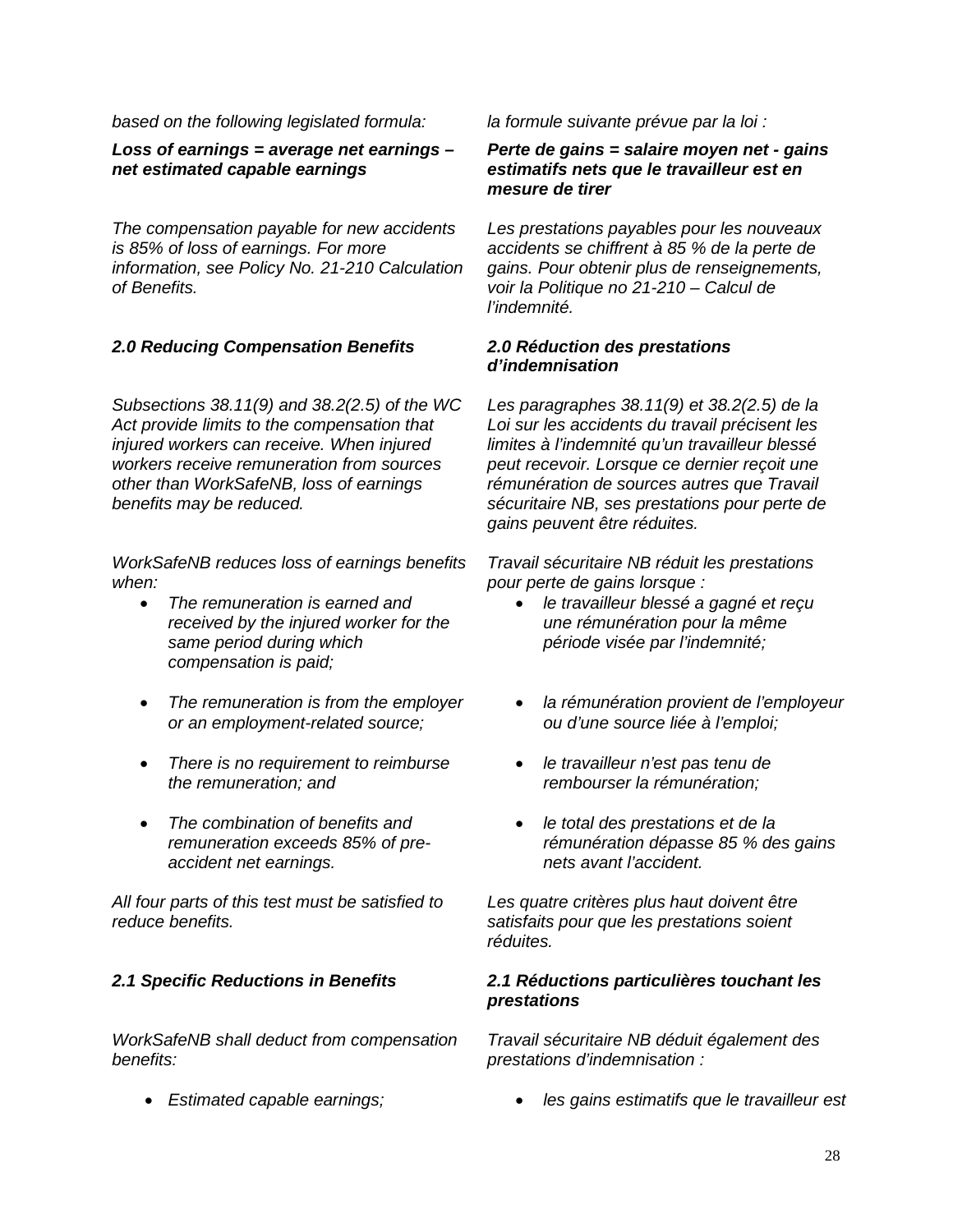*based on the following legislated formula:*

***Loss of earnings = average net earnings – net estimated capable earnings***

*The compensation payable for new accidents is 85% of loss of earnings. For more information, see Policy No. 21-210 Calculation of Benefits.*

### *2.0 Reducing Compensation Benefits*

*Subsections 38.11(9) and 38.2(2.5) of the WC Act provide limits to the compensation that injured workers can receive. When injured workers receive remuneration from sources other than WorkSafeNB, loss of earnings benefits may be reduced.*

*WorkSafeNB reduces loss of earnings benefits when:*

- *The remuneration is earned and received by the injured worker for the same period during which compensation is paid;*
- *The remuneration is from the employer or an employment-related source;*
- *There is no requirement to reimburse the remuneration; and*
- *The combination of benefits and remuneration exceeds 85% of pre-accident net earnings.*

*All four parts of this test must be satisfied to reduce benefits.*

### *2.1 Specific Reductions in Benefits*

*WorkSafeNB shall deduct from compensation benefits:*

- *Estimated capable earnings;*

*la formule suivante prévue par la loi :*

***Perte de gains = salaire moyen net - gains estimatifs nets que le travailleur est en mesure de tirer***

*Les prestations payables pour les nouveaux accidents se chiffrent à 85 % de la perte de gains. Pour obtenir plus de renseignements, voir la Politique no 21-210 – Calcul de l'indemnité.*

### *2.0 Réduction des prestations d'indemnisation*

*Les paragraphes 38.11(9) et 38.2(2.5) de la Loi sur les accidents du travail précisent les limites à l'indemnité qu'un travailleur blessé peut recevoir. Lorsque ce dernier reçoit une rémunération de sources autres que Travail sécuritaire NB, ses prestations pour perte de gains peuvent être réduites.*

*Travail sécuritaire NB réduit les prestations pour perte de gains lorsque :*

- *le travailleur blessé a gagné et reçu une rémunération pour la même période visée par l'indemnité;*
- *la rémunération provient de l'employeur ou d'une source liée à l'emploi;*
- *le travailleur n'est pas tenu de rembourser la rémunération;*
- *le total des prestations et de la rémunération dépasse 85 % des gains nets avant l'accident.*

*Les quatre critères plus haut doivent être satisfaits pour que les prestations soient réduites.*

### *2.1 Réductions particulières touchant les prestations*

*Travail sécuritaire NB déduit également des prestations d'indemnisation :*

- *les gains estimatifs que le travailleur est*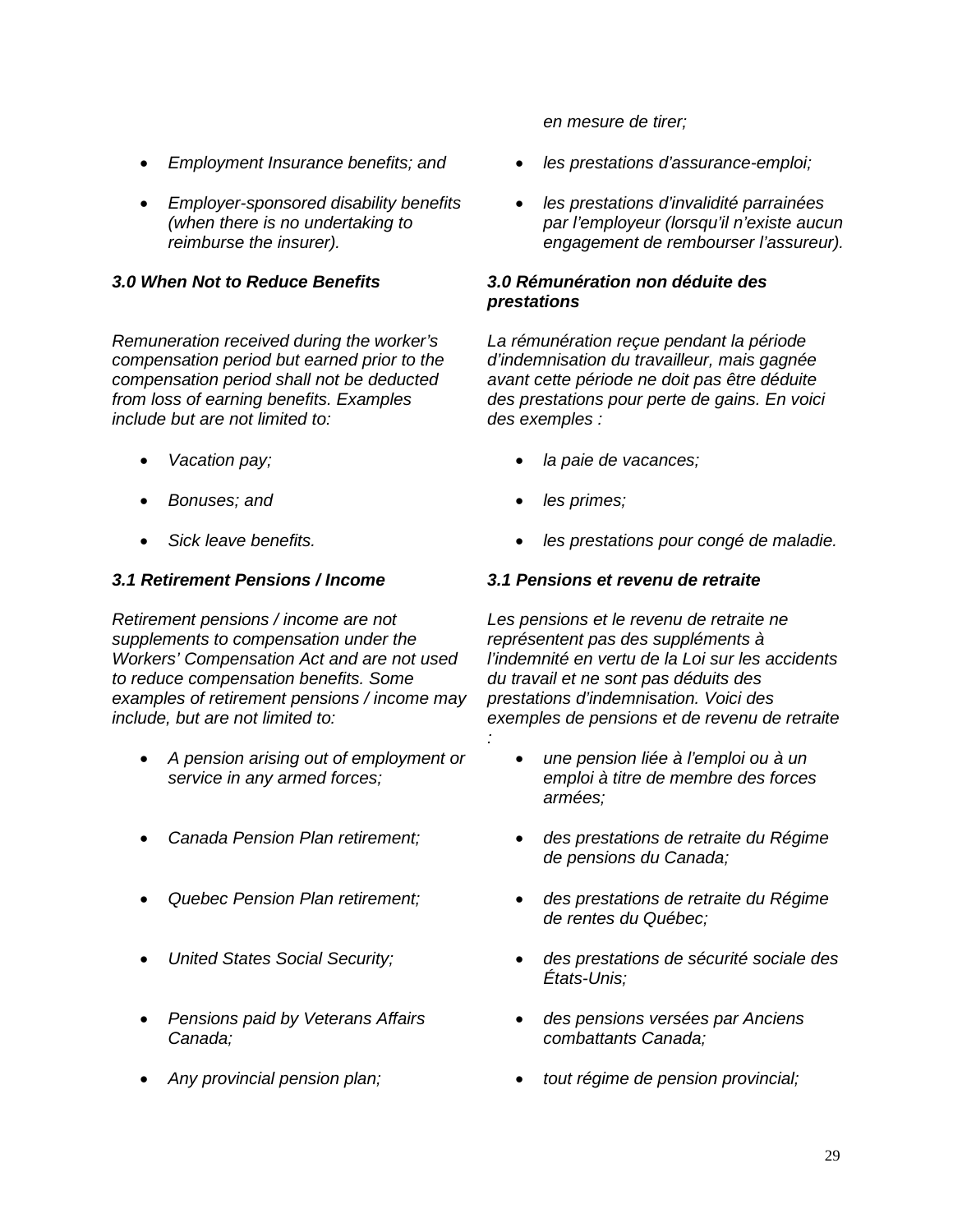- *Employment Insurance benefits; and*

- *Employer-sponsored disability benefits (when there is no undertaking to reimburse the insurer).*

### *3.0 When Not to Reduce Benefits*

*Remuneration received during the worker's compensation period but earned prior to the compensation period shall not be deducted from loss of earning benefits. Examples include but are not limited to:*

- *Vacation pay;*

- *Bonuses; and*

- *Sick leave benefits.*

### *3.1 Retirement Pensions / Income*

*Retirement pensions / income are not supplements to compensation under the Workers' Compensation Act and are not used to reduce compensation benefits. Some examples of retirement pensions / income may include, but are not limited to:*

- *A pension arising out of employment or service in any armed forces;*

- *Canada Pension Plan retirement;*

- *Quebec Pension Plan retirement;*

- *United States Social Security;*

- *Pensions paid by Veterans Affairs Canada;*

- *Any provincial pension plan;*

*en mesure de tirer;*

- *les prestations d'assurance-emploi;*

- *les prestations d'invalidité parrainées par l'employeur (lorsqu'il n'existe aucun engagement de rembourser l'assureur).*

### *3.0 Rémunération non déduite des prestations*

*La rémunération reçue pendant la période d'indemnisation du travailleur, mais gagnée avant cette période ne doit pas être déduite des prestations pour perte de gains. En voici des exemples :*

- *la paie de vacances;*

- *les primes;*

- *les prestations pour congé de maladie.*

### *3.1 Pensions et revenu de retraite*

*Les pensions et le revenu de retraite ne représentent pas des suppléments à l'indemnité en vertu de la Loi sur les accidents du travail et ne sont pas déduits des prestations d'indemnisation. Voici des exemples de pensions et de revenu de retraite :*

- *une pension liée à l'emploi ou à un emploi à titre de membre des forces armées;*

- *des prestations de retraite du Régime de pensions du Canada;*

- *des prestations de retraite du Régime de rentes du Québec;*

- *des prestations de sécurité sociale des États-Unis;*

- *des pensions versées par Anciens combattants Canada;*

- *tout régime de pension provincial;*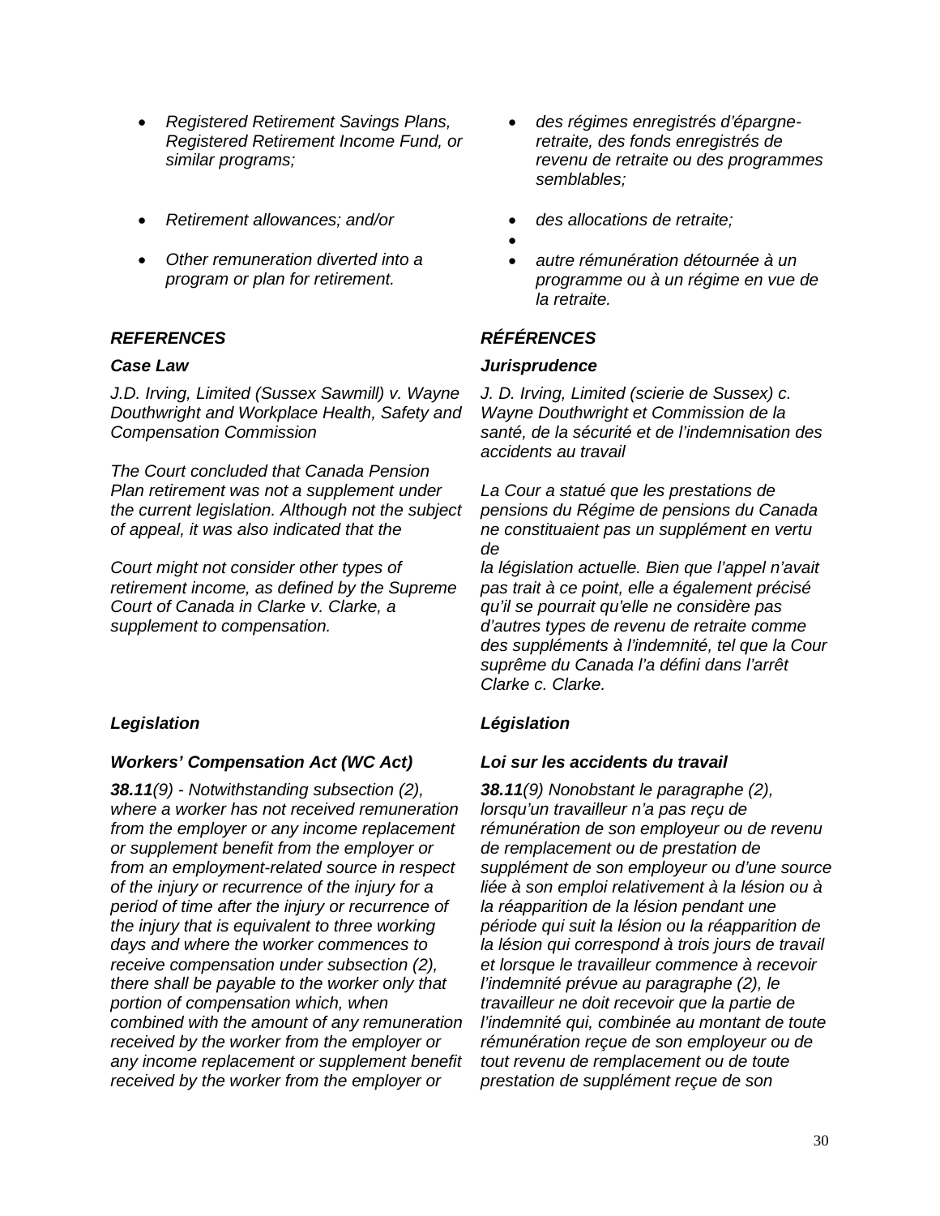- *Registered Retirement Savings Plans, Registered Retirement Income Fund, or similar programs;*
- *Retirement allowances; and/or*
- *Other remuneration diverted into a program or plan for retirement.*

### *REFERENCES*

#### *Case Law*

*J.D. Irving, Limited (Sussex Sawmill) v. Wayne Douthwright and Workplace Health, Safety and Compensation Commission*

*The Court concluded that Canada Pension Plan retirement was not a supplement under the current legislation. Although not the subject of appeal, it was also indicated that the Court might not consider other types of retirement income, as defined by the Supreme Court of Canada in Clarke v. Clarke, a supplement to compensation.*

#### *Legislation*

#### *Workers' Compensation Act (WC Act)*

***38.11****(9) - Notwithstanding subsection (2), where a worker has not received remuneration from the employer or any income replacement or supplement benefit from the employer or from an employment-related source in respect of the injury or recurrence of the injury for a period of time after the injury or recurrence of the injury that is equivalent to three working days and where the worker commences to receive compensation under subsection (2), there shall be payable to the worker only that portion of compensation which, when combined with the amount of any remuneration received by the worker from the employer or any income replacement or supplement benefit received by the worker from the employer or*

- *des régimes enregistrés d'épargne-retraite, des fonds enregistrés de revenu de retraite ou des programmes semblables;*
- *des allocations de retraite;*
- *autre rémunération détournée à un programme ou à un régime en vue de la retraite.*

### *RÉFÉRENCES*

#### *Jurisprudence*

*J. D. Irving, Limited (scierie de Sussex) c. Wayne Douthwright et Commission de la santé, de la sécurité et de l'indemnisation des accidents au travail*

*La Cour a statué que les prestations de pensions du Régime de pensions du Canada ne constituaient pas un supplément en vertu de la législation actuelle. Bien que l'appel n'avait pas trait à ce point, elle a également précisé qu'il se pourrait qu'elle ne considère pas d'autres types de revenu de retraite comme des suppléments à l'indemnité, tel que la Cour suprême du Canada l'a défini dans l'arrêt Clarke c. Clarke.*

#### *Législation*

#### *Loi sur les accidents du travail*

***38.11****(9) Nonobstant le paragraphe (2), lorsqu'un travailleur n'a pas reçu de rémunération de son employeur ou de revenu de remplacement ou de prestation de supplément de son employeur ou d'une source liée à son emploi relativement à la lésion ou à la réapparition de la lésion pendant une période qui suit la lésion ou la réapparition de la lésion qui correspond à trois jours de travail et lorsque le travailleur commence à recevoir l'indemnité prévue au paragraphe (2), le travailleur ne doit recevoir que la partie de l'indemnité qui, combinée au montant de toute rémunération reçue de son employeur ou de tout revenu de remplacement ou de toute prestation de supplément reçue de son*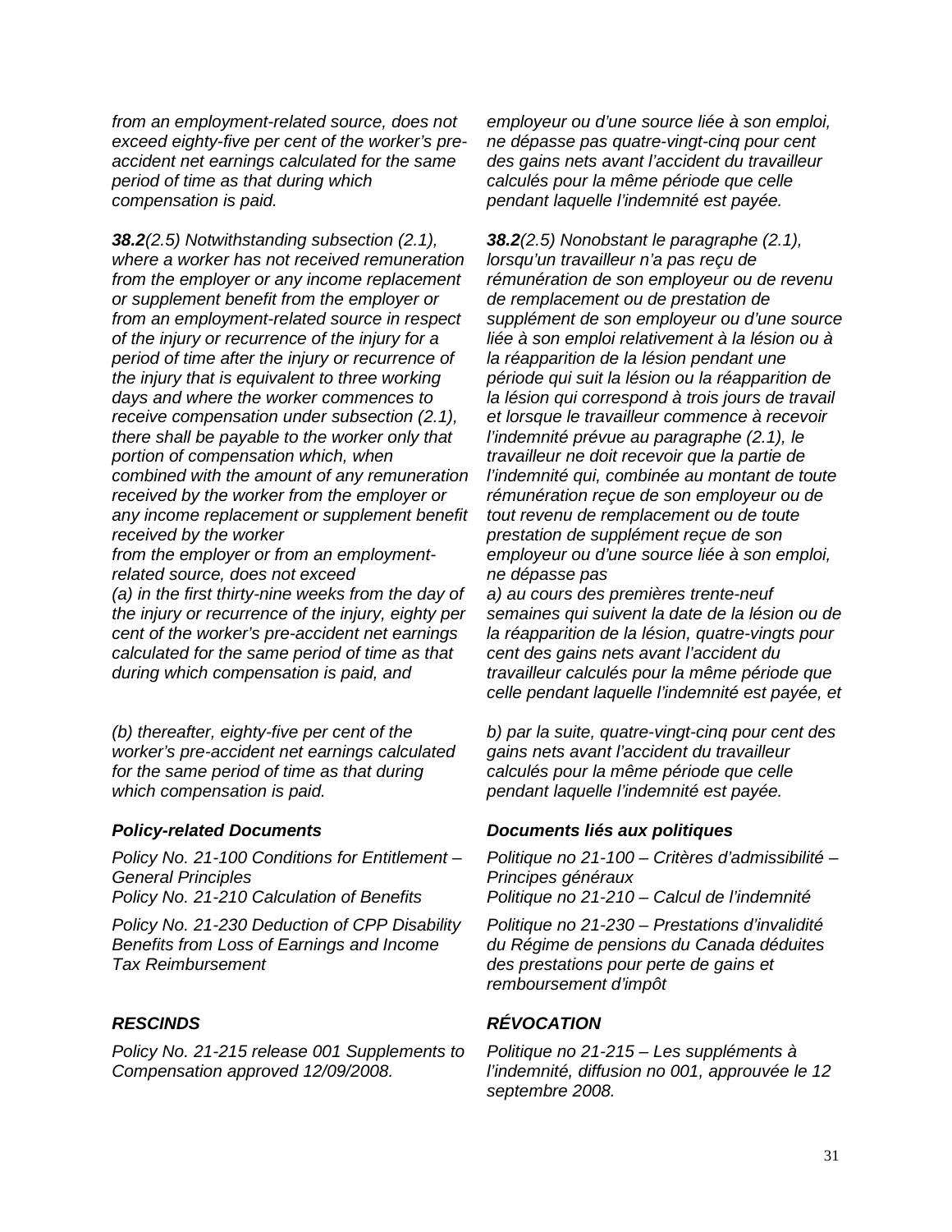*from an employment-related source, does not exceed eighty-five per cent of the worker's pre-accident net earnings calculated for the same period of time as that during which compensation is paid.*

***38.2****(2.5) Notwithstanding subsection (2.1), where a worker has not received remuneration from the employer or any income replacement or supplement benefit from the employer or from an employment-related source in respect of the injury or recurrence of the injury for a period of time after the injury or recurrence of the injury that is equivalent to three working days and where the worker commences to receive compensation under subsection (2.1), there shall be payable to the worker only that portion of compensation which, when combined with the amount of any remuneration received by the worker from the employer or any income replacement or supplement benefit received by the worker from the employer or from an employment-related source, does not exceed*

*(a) in the first thirty-nine weeks from the day of the injury or recurrence of the injury, eighty per cent of the worker's pre-accident net earnings calculated for the same period of time as that during which compensation is paid, and*

*(b) thereafter, eighty-five per cent of the worker's pre-accident net earnings calculated for the same period of time as that during which compensation is paid.*

### *Policy-related Documents*

*Policy No. 21-100 Conditions for Entitlement – General Principles*
*Policy No. 21-210 Calculation of Benefits*

*Policy No. 21-230 Deduction of CPP Disability Benefits from Loss of Earnings and Income Tax Reimbursement*

### *RESCINDS*

*Policy No. 21-215 release 001 Supplements to Compensation approved 12/09/2008.*

---

*employeur ou d'une source liée à son emploi, ne dépasse pas quatre-vingt-cinq pour cent des gains nets avant l'accident du travailleur calculés pour la même période que celle pendant laquelle l'indemnité est payée.*

***38.2****(2.5) Nonobstant le paragraphe (2.1), lorsqu'un travailleur n'a pas reçu de rémunération de son employeur ou de revenu de remplacement ou de prestation de supplément de son employeur ou d'une source liée à son emploi relativement à la lésion ou à la réapparition de la lésion pendant une période qui suit la lésion ou la réapparition de la lésion qui correspond à trois jours de travail et lorsque le travailleur commence à recevoir l'indemnité prévue au paragraphe (2.1), le travailleur ne doit recevoir que la partie de l'indemnité qui, combinée au montant de toute rémunération reçue de son employeur ou de tout revenu de remplacement ou de toute prestation de supplément reçue de son employeur ou d'une source liée à son emploi, ne dépasse pas*

*a) au cours des premières trente-neuf semaines qui suivent la date de la lésion ou de la réapparition de la lésion, quatre-vingts pour cent des gains nets avant l'accident du travailleur calculés pour la même période que celle pendant laquelle l'indemnité est payée, et*

*b) par la suite, quatre-vingt-cinq pour cent des gains nets avant l'accident du travailleur calculés pour la même période que celle pendant laquelle l'indemnité est payée.*

### *Documents liés aux politiques*

*Politique no 21-100 – Critères d'admissibilité – Principes généraux*
*Politique no 21-210 – Calcul de l'indemnité*

*Politique no 21-230 – Prestations d'invalidité du Régime de pensions du Canada déduites des prestations pour perte de gains et remboursement d'impôt*

### *RÉVOCATION*

*Politique no 21-215 – Les suppléments à l'indemnité, diffusion no 001, approuvée le 12 septembre 2008.*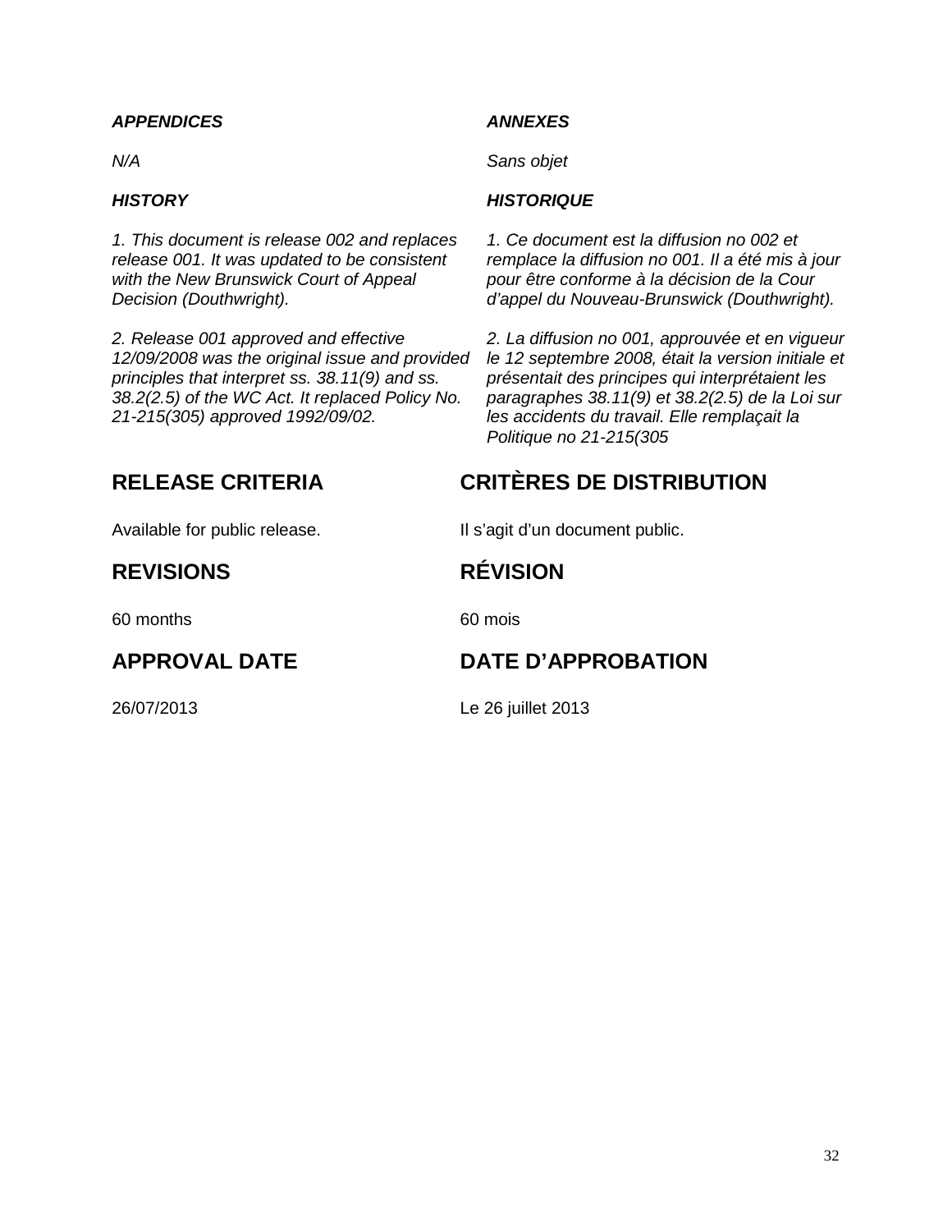***APPENDICES***

*N/A*

***ANNEXES***

*Sans objet*

***HISTORY***

*1. This document is release 002 and replaces release 001. It was updated to be consistent with the New Brunswick Court of Appeal Decision (Douthwright).*

*2. Release 001 approved and effective 12/09/2008 was the original issue and provided principles that interpret ss. 38.11(9) and ss. 38.2(2.5) of the WC Act. It replaced Policy No. 21-215(305) approved 1992/09/02.*

***HISTORIQUE***

*1. Ce document est la diffusion no 002 et remplace la diffusion no 001. Il a été mis à jour pour être conforme à la décision de la Cour d'appel du Nouveau-Brunswick (Douthwright).*

*2. La diffusion no 001, approuvée et en vigueur le 12 septembre 2008, était la version initiale et présentait des principes qui interprétaient les paragraphes 38.11(9) et 38.2(2.5) de la Loi sur les accidents du travail. Elle remplaçait la Politique no 21-215(305*

## RELEASE CRITERIA

Available for public release.

## CRITÈRES DE DISTRIBUTION

Il s'agit d'un document public.

## REVISIONS

60 months

## RÉVISION

60 mois

## APPROVAL DATE

26/07/2013

## DATE D'APPROBATION

Le 26 juillet 2013